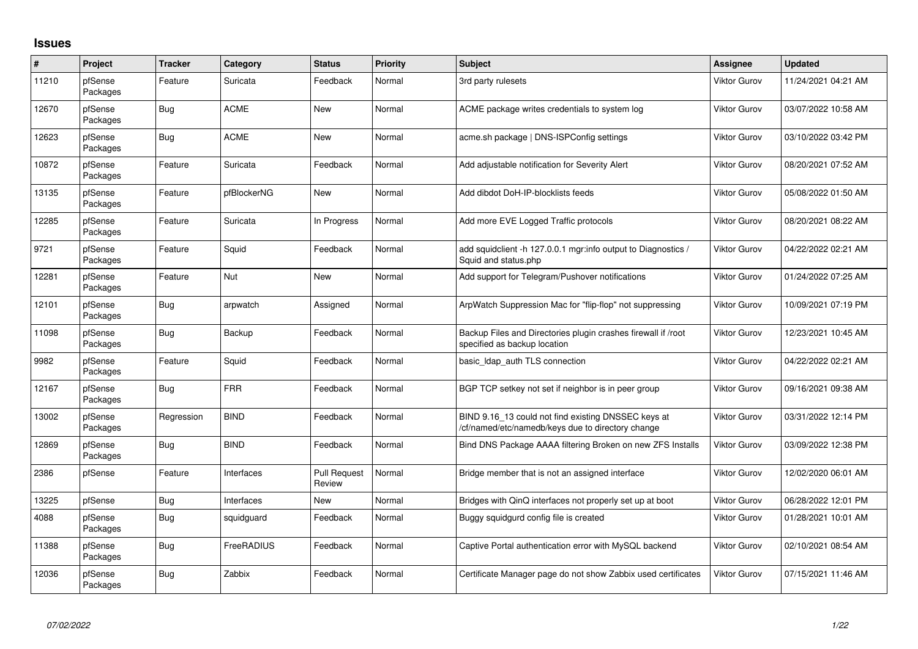## Issues

| # | Project | Tracker | Category | Status | Priority | Subject | Assignee | Updated |
|---|---|---|---|---|---|---|---|---|
| 11210 | pfSense Packages | Feature | Suricata | Feedback | Normal | 3rd party rulesets | Viktor Gurov | 11/24/2021 04:21 AM |
| 12670 | pfSense Packages | Bug | ACME | New | Normal | ACME package writes credentials to system log | Viktor Gurov | 03/07/2022 10:58 AM |
| 12623 | pfSense Packages | Bug | ACME | New | Normal | acme.sh package \| DNS-ISPConfig settings | Viktor Gurov | 03/10/2022 03:42 PM |
| 10872 | pfSense Packages | Feature | Suricata | Feedback | Normal | Add adjustable notification for Severity Alert | Viktor Gurov | 08/20/2021 07:52 AM |
| 13135 | pfSense Packages | Feature | pfBlockerNG | New | Normal | Add dibdot DoH-IP-blocklists feeds | Viktor Gurov | 05/08/2022 01:50 AM |
| 12285 | pfSense Packages | Feature | Suricata | In Progress | Normal | Add more EVE Logged Traffic protocols | Viktor Gurov | 08/20/2021 08:22 AM |
| 9721 | pfSense Packages | Feature | Squid | Feedback | Normal | add squidclient -h 127.0.0.1 mgr:info output to Diagnostics / Squid and status.php | Viktor Gurov | 04/22/2022 02:21 AM |
| 12281 | pfSense Packages | Feature | Nut | New | Normal | Add support for Telegram/Pushover notifications | Viktor Gurov | 01/24/2022 07:25 AM |
| 12101 | pfSense Packages | Bug | arpwatch | Assigned | Normal | ArpWatch Suppression Mac for "flip-flop" not suppressing | Viktor Gurov | 10/09/2021 07:19 PM |
| 11098 | pfSense Packages | Bug | Backup | Feedback | Normal | Backup Files and Directories plugin crashes firewall if /root specified as backup location | Viktor Gurov | 12/23/2021 10:45 AM |
| 9982 | pfSense Packages | Feature | Squid | Feedback | Normal | basic_ldap_auth TLS connection | Viktor Gurov | 04/22/2022 02:21 AM |
| 12167 | pfSense Packages | Bug | FRR | Feedback | Normal | BGP TCP setkey not set if neighbor is in peer group | Viktor Gurov | 09/16/2021 09:38 AM |
| 13002 | pfSense Packages | Regression | BIND | Feedback | Normal | BIND 9.16_13 could not find existing DNSSEC keys at /cf/named/etc/namedb/keys due to directory change | Viktor Gurov | 03/31/2022 12:14 PM |
| 12869 | pfSense Packages | Bug | BIND | Feedback | Normal | Bind DNS Package AAAA filtering Broken on new ZFS Installs | Viktor Gurov | 03/09/2022 12:38 PM |
| 2386 | pfSense | Feature | Interfaces | Pull Request Review | Normal | Bridge member that is not an assigned interface | Viktor Gurov | 12/02/2020 06:01 AM |
| 13225 | pfSense | Bug | Interfaces | New | Normal | Bridges with QinQ interfaces not properly set up at boot | Viktor Gurov | 06/28/2022 12:01 PM |
| 4088 | pfSense Packages | Bug | squidguard | Feedback | Normal | Buggy squidgurd config file is created | Viktor Gurov | 01/28/2021 10:01 AM |
| 11388 | pfSense Packages | Bug | FreeRADIUS | Feedback | Normal | Captive Portal authentication error with MySQL backend | Viktor Gurov | 02/10/2021 08:54 AM |
| 12036 | pfSense Packages | Bug | Zabbix | Feedback | Normal | Certificate Manager page do not show Zabbix used certificates | Viktor Gurov | 07/15/2021 11:46 AM |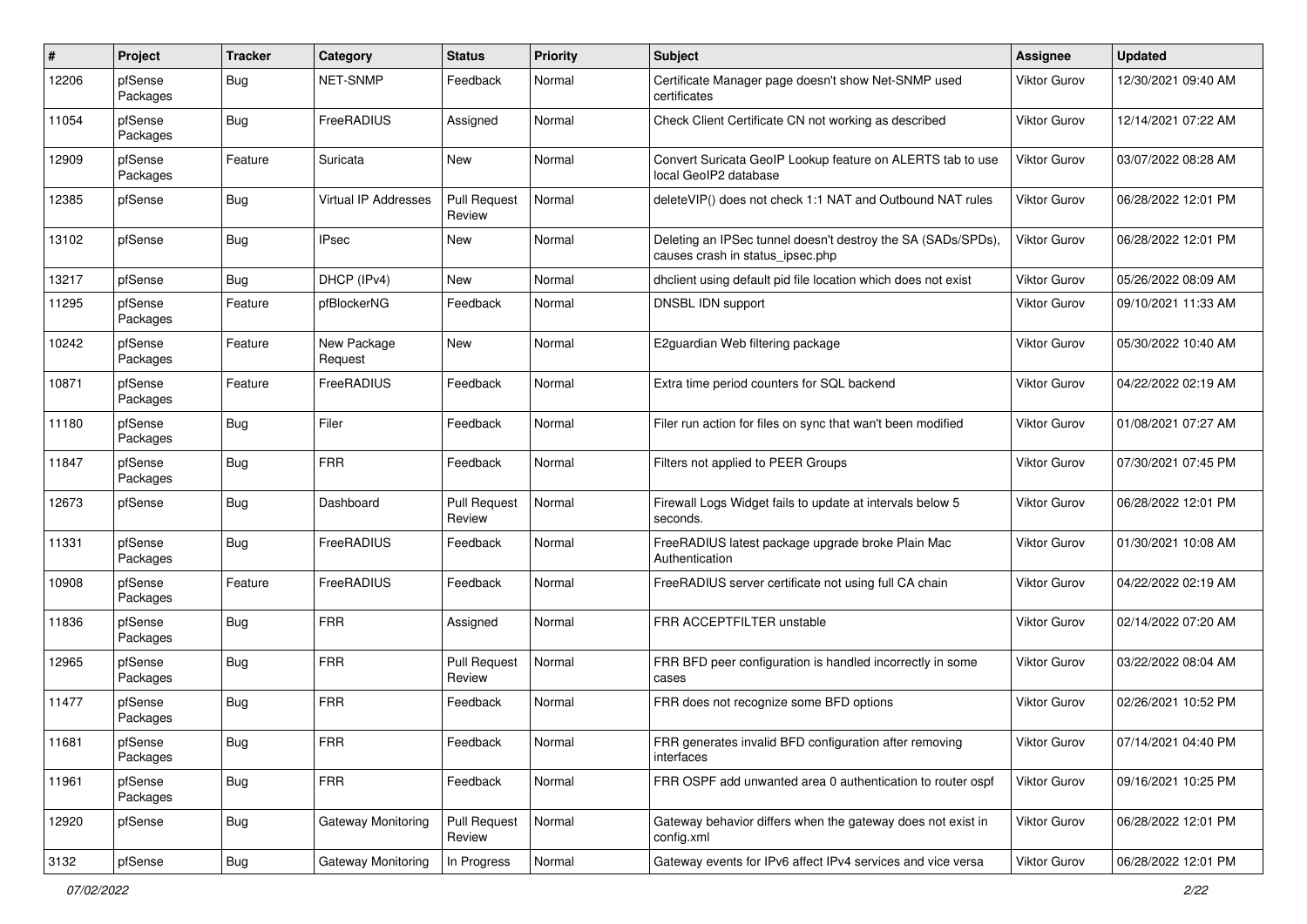| # | Project | Tracker | Category | Status | Priority | Subject | Assignee | Updated |
|---|---|---|---|---|---|---|---|---|
| 12206 | pfSense Packages | Bug | NET-SNMP | Feedback | Normal | Certificate Manager page doesn't show Net-SNMP used certificates | Viktor Gurov | 12/30/2021 09:40 AM |
| 11054 | pfSense Packages | Bug | FreeRADIUS | Assigned | Normal | Check Client Certificate CN not working as described | Viktor Gurov | 12/14/2021 07:22 AM |
| 12909 | pfSense Packages | Feature | Suricata | New | Normal | Convert Suricata GeoIP Lookup feature on ALERTS tab to use local GeoIP2 database | Viktor Gurov | 03/07/2022 08:28 AM |
| 12385 | pfSense | Bug | Virtual IP Addresses | Pull Request Review | Normal | deleteVIP() does not check 1:1 NAT and Outbound NAT rules | Viktor Gurov | 06/28/2022 12:01 PM |
| 13102 | pfSense | Bug | IPsec | New | Normal | Deleting an IPSec tunnel doesn't destroy the SA (SADs/SPDs), causes crash in status_ipsec.php | Viktor Gurov | 06/28/2022 12:01 PM |
| 13217 | pfSense | Bug | DHCP (IPv4) | New | Normal | dhclient using default pid file location which does not exist | Viktor Gurov | 05/26/2022 08:09 AM |
| 11295 | pfSense Packages | Feature | pfBlockerNG | Feedback | Normal | DNSBL IDN support | Viktor Gurov | 09/10/2021 11:33 AM |
| 10242 | pfSense Packages | Feature | New Package Request | New | Normal | E2guardian Web filtering package | Viktor Gurov | 05/30/2022 10:40 AM |
| 10871 | pfSense Packages | Feature | FreeRADIUS | Feedback | Normal | Extra time period counters for SQL backend | Viktor Gurov | 04/22/2022 02:19 AM |
| 11180 | pfSense Packages | Bug | Filer | Feedback | Normal | Filer run action for files on sync that wan't been modified | Viktor Gurov | 01/08/2021 07:27 AM |
| 11847 | pfSense Packages | Bug | FRR | Feedback | Normal | Filters not applied to PEER Groups | Viktor Gurov | 07/30/2021 07:45 PM |
| 12673 | pfSense | Bug | Dashboard | Pull Request Review | Normal | Firewall Logs Widget fails to update at intervals below 5 seconds. | Viktor Gurov | 06/28/2022 12:01 PM |
| 11331 | pfSense Packages | Bug | FreeRADIUS | Feedback | Normal | FreeRADIUS latest package upgrade broke Plain Mac Authentication | Viktor Gurov | 01/30/2021 10:08 AM |
| 10908 | pfSense Packages | Feature | FreeRADIUS | Feedback | Normal | FreeRADIUS server certificate not using full CA chain | Viktor Gurov | 04/22/2022 02:19 AM |
| 11836 | pfSense Packages | Bug | FRR | Assigned | Normal | FRR ACCEPTFILTER unstable | Viktor Gurov | 02/14/2022 07:20 AM |
| 12965 | pfSense Packages | Bug | FRR | Pull Request Review | Normal | FRR BFD peer configuration is handled incorrectly in some cases | Viktor Gurov | 03/22/2022 08:04 AM |
| 11477 | pfSense Packages | Bug | FRR | Feedback | Normal | FRR does not recognize some BFD options | Viktor Gurov | 02/26/2021 10:52 PM |
| 11681 | pfSense Packages | Bug | FRR | Feedback | Normal | FRR generates invalid BFD configuration after removing interfaces | Viktor Gurov | 07/14/2021 04:40 PM |
| 11961 | pfSense Packages | Bug | FRR | Feedback | Normal | FRR OSPF add unwanted area 0 authentication to router ospf | Viktor Gurov | 09/16/2021 10:25 PM |
| 12920 | pfSense | Bug | Gateway Monitoring | Pull Request Review | Normal | Gateway behavior differs when the gateway does not exist in config.xml | Viktor Gurov | 06/28/2022 12:01 PM |
| 3132 | pfSense | Bug | Gateway Monitoring | In Progress | Normal | Gateway events for IPv6 affect IPv4 services and vice versa | Viktor Gurov | 06/28/2022 12:01 PM |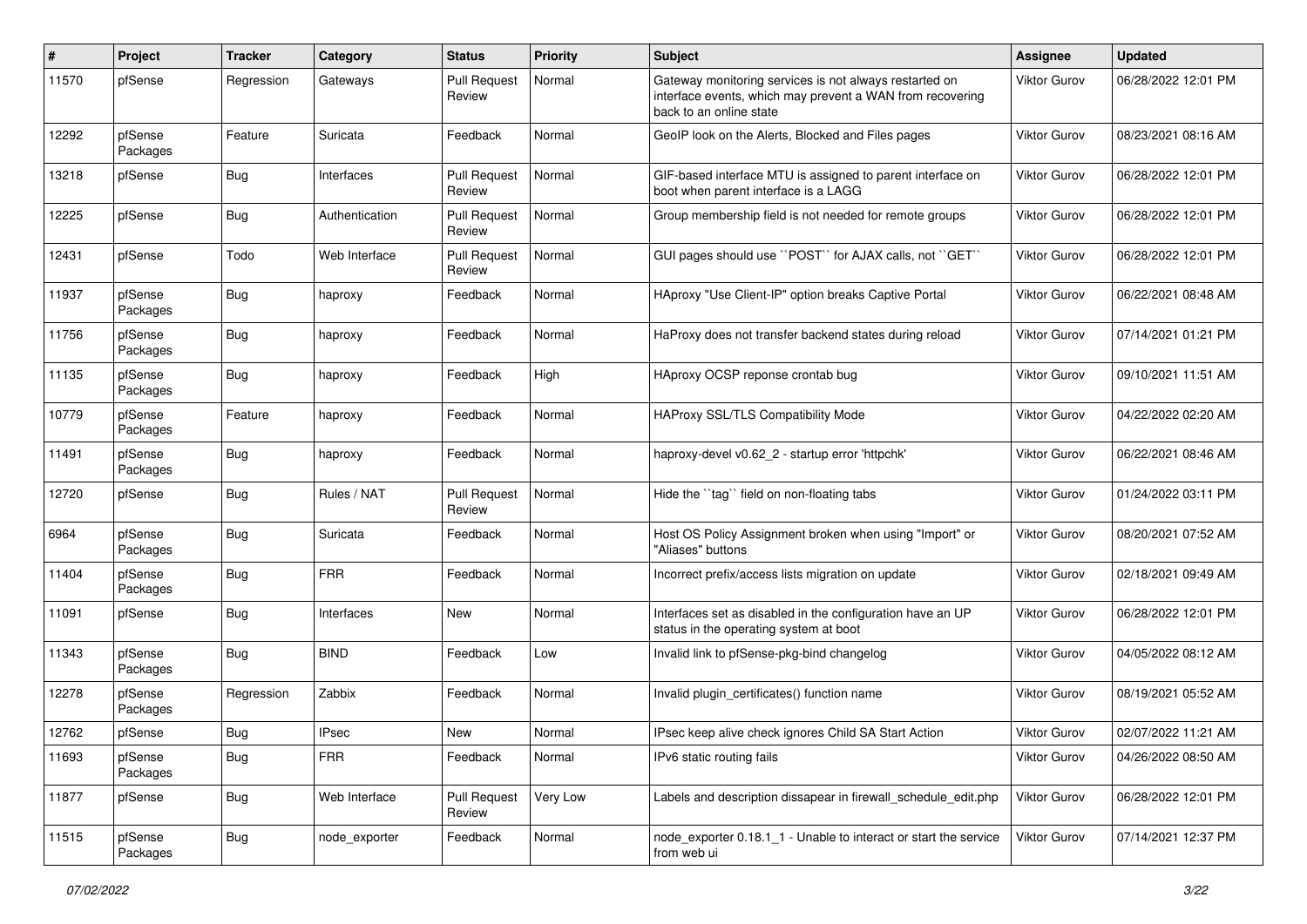| # | Project | Tracker | Category | Status | Priority | Subject | Assignee | Updated |
|---|---|---|---|---|---|---|---|---|
| 11570 | pfSense | Regression | Gateways | Pull Request Review | Normal | Gateway monitoring services is not always restarted on interface events, which may prevent a WAN from recovering back to an online state | Viktor Gurov | 06/28/2022 12:01 PM |
| 12292 | pfSense Packages | Feature | Suricata | Feedback | Normal | GeoIP look on the Alerts, Blocked and Files pages | Viktor Gurov | 08/23/2021 08:16 AM |
| 13218 | pfSense | Bug | Interfaces | Pull Request Review | Normal | GIF-based interface MTU is assigned to parent interface on boot when parent interface is a LAGG | Viktor Gurov | 06/28/2022 12:01 PM |
| 12225 | pfSense | Bug | Authentication | Pull Request Review | Normal | Group membership field is not needed for remote groups | Viktor Gurov | 06/28/2022 12:01 PM |
| 12431 | pfSense | Todo | Web Interface | Pull Request Review | Normal | GUI pages should use ``POST`` for AJAX calls, not ``GET`` | Viktor Gurov | 06/28/2022 12:01 PM |
| 11937 | pfSense Packages | Bug | haproxy | Feedback | Normal | HAproxy "Use Client-IP" option breaks Captive Portal | Viktor Gurov | 06/22/2021 08:48 AM |
| 11756 | pfSense Packages | Bug | haproxy | Feedback | Normal | HaProxy does not transfer backend states during reload | Viktor Gurov | 07/14/2021 01:21 PM |
| 11135 | pfSense Packages | Bug | haproxy | Feedback | High | HAproxy OCSP reponse crontab bug | Viktor Gurov | 09/10/2021 11:51 AM |
| 10779 | pfSense Packages | Feature | haproxy | Feedback | Normal | HAProxy SSL/TLS Compatibility Mode | Viktor Gurov | 04/22/2022 02:20 AM |
| 11491 | pfSense Packages | Bug | haproxy | Feedback | Normal | haproxy-devel v0.62_2 - startup error 'httpchk' | Viktor Gurov | 06/22/2021 08:46 AM |
| 12720 | pfSense | Bug | Rules / NAT | Pull Request Review | Normal | Hide the ``tag`` field on non-floating tabs | Viktor Gurov | 01/24/2022 03:11 PM |
| 6964 | pfSense Packages | Bug | Suricata | Feedback | Normal | Host OS Policy Assignment broken when using "Import" or "Aliases" buttons | Viktor Gurov | 08/20/2021 07:52 AM |
| 11404 | pfSense Packages | Bug | FRR | Feedback | Normal | Incorrect prefix/access lists migration on update | Viktor Gurov | 02/18/2021 09:49 AM |
| 11091 | pfSense | Bug | Interfaces | New | Normal | Interfaces set as disabled in the configuration have an UP status in the operating system at boot | Viktor Gurov | 06/28/2022 12:01 PM |
| 11343 | pfSense Packages | Bug | BIND | Feedback | Low | Invalid link to pfSense-pkg-bind changelog | Viktor Gurov | 04/05/2022 08:12 AM |
| 12278 | pfSense Packages | Regression | Zabbix | Feedback | Normal | Invalid plugin_certificates() function name | Viktor Gurov | 08/19/2021 05:52 AM |
| 12762 | pfSense | Bug | IPsec | New | Normal | IPsec keep alive check ignores Child SA Start Action | Viktor Gurov | 02/07/2022 11:21 AM |
| 11693 | pfSense Packages | Bug | FRR | Feedback | Normal | IPv6 static routing fails | Viktor Gurov | 04/26/2022 08:50 AM |
| 11877 | pfSense | Bug | Web Interface | Pull Request Review | Very Low | Labels and description dissapear in firewall_schedule_edit.php | Viktor Gurov | 06/28/2022 12:01 PM |
| 11515 | pfSense Packages | Bug | node_exporter | Feedback | Normal | node_exporter 0.18.1_1 - Unable to interact or start the service from web ui | Viktor Gurov | 07/14/2021 12:37 PM |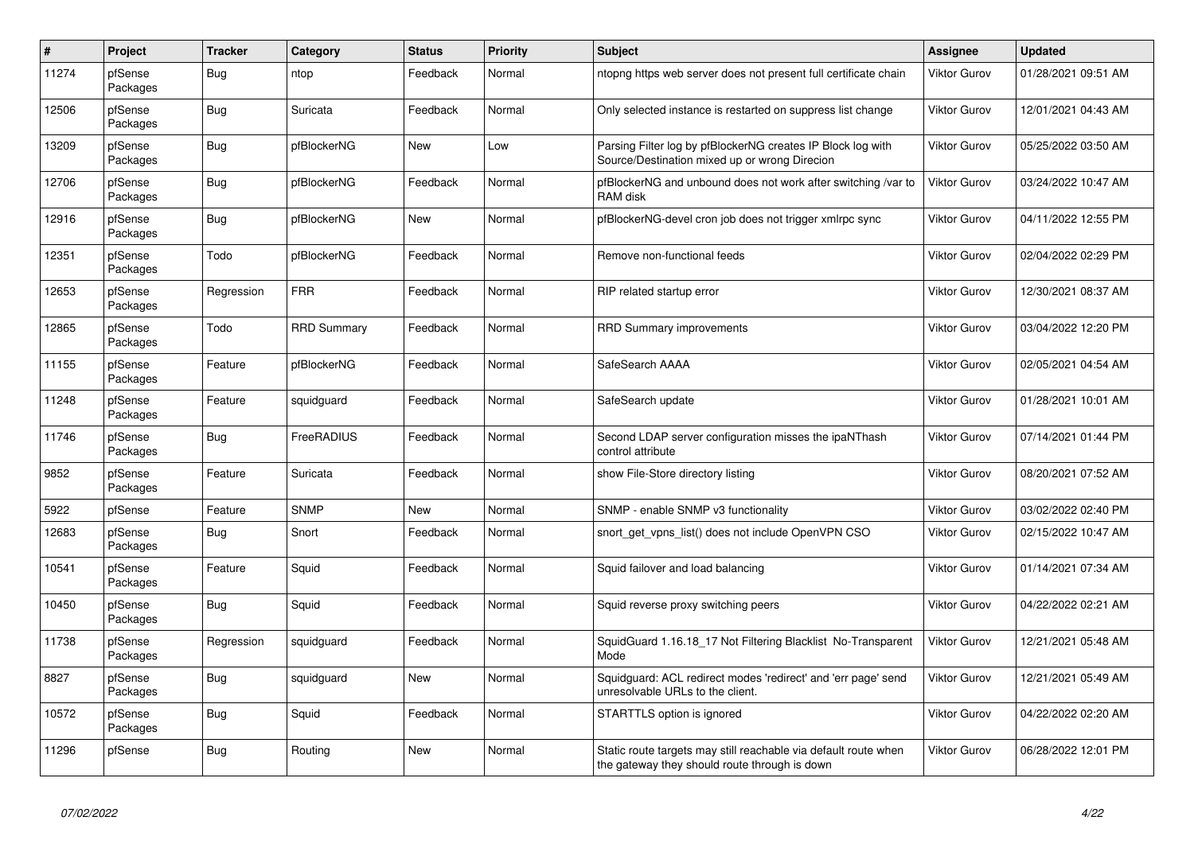| # | Project | Tracker | Category | Status | Priority | Subject | Assignee | Updated |
|---|---|---|---|---|---|---|---|---|
| 11274 | pfSense Packages | Bug | ntop | Feedback | Normal | ntopng https web server does not present full certificate chain | Viktor Gurov | 01/28/2021 09:51 AM |
| 12506 | pfSense Packages | Bug | Suricata | Feedback | Normal | Only selected instance is restarted on suppress list change | Viktor Gurov | 12/01/2021 04:43 AM |
| 13209 | pfSense Packages | Bug | pfBlockerNG | New | Low | Parsing Filter log by pfBlockerNG creates IP Block log with Source/Destination mixed up or wrong Direcion | Viktor Gurov | 05/25/2022 03:50 AM |
| 12706 | pfSense Packages | Bug | pfBlockerNG | Feedback | Normal | pfBlockerNG and unbound does not work after switching /var to RAM disk | Viktor Gurov | 03/24/2022 10:47 AM |
| 12916 | pfSense Packages | Bug | pfBlockerNG | New | Normal | pfBlockerNG-devel cron job does not trigger xmlrpc sync | Viktor Gurov | 04/11/2022 12:55 PM |
| 12351 | pfSense Packages | Todo | pfBlockerNG | Feedback | Normal | Remove non-functional feeds | Viktor Gurov | 02/04/2022 02:29 PM |
| 12653 | pfSense Packages | Regression | FRR | Feedback | Normal | RIP related startup error | Viktor Gurov | 12/30/2021 08:37 AM |
| 12865 | pfSense Packages | Todo | RRD Summary | Feedback | Normal | RRD Summary improvements | Viktor Gurov | 03/04/2022 12:20 PM |
| 11155 | pfSense Packages | Feature | pfBlockerNG | Feedback | Normal | SafeSearch AAAA | Viktor Gurov | 02/05/2021 04:54 AM |
| 11248 | pfSense Packages | Feature | squidguard | Feedback | Normal | SafeSearch update | Viktor Gurov | 01/28/2021 10:01 AM |
| 11746 | pfSense Packages | Bug | FreeRADIUS | Feedback | Normal | Second LDAP server configuration misses the ipaNThash control attribute | Viktor Gurov | 07/14/2021 01:44 PM |
| 9852 | pfSense Packages | Feature | Suricata | Feedback | Normal | show File-Store directory listing | Viktor Gurov | 08/20/2021 07:52 AM |
| 5922 | pfSense | Feature | SNMP | New | Normal | SNMP - enable SNMP v3 functionality | Viktor Gurov | 03/02/2022 02:40 PM |
| 12683 | pfSense Packages | Bug | Snort | Feedback | Normal | snort_get_vpns_list() does not include OpenVPN CSO | Viktor Gurov | 02/15/2022 10:47 AM |
| 10541 | pfSense Packages | Feature | Squid | Feedback | Normal | Squid failover and load balancing | Viktor Gurov | 01/14/2021 07:34 AM |
| 10450 | pfSense Packages | Bug | Squid | Feedback | Normal | Squid reverse proxy switching peers | Viktor Gurov | 04/22/2022 02:21 AM |
| 11738 | pfSense Packages | Regression | squidguard | Feedback | Normal | SquidGuard 1.16.18_17 Not Filtering Blacklist No-Transparent Mode | Viktor Gurov | 12/21/2021 05:48 AM |
| 8827 | pfSense Packages | Bug | squidguard | New | Normal | Squidguard: ACL redirect modes 'redirect' and 'err page' send unresolvable URLs to the client. | Viktor Gurov | 12/21/2021 05:49 AM |
| 10572 | pfSense Packages | Bug | Squid | Feedback | Normal | STARTTLS option is ignored | Viktor Gurov | 04/22/2022 02:20 AM |
| 11296 | pfSense | Bug | Routing | New | Normal | Static route targets may still reachable via default route when the gateway they should route through is down | Viktor Gurov | 06/28/2022 12:01 PM |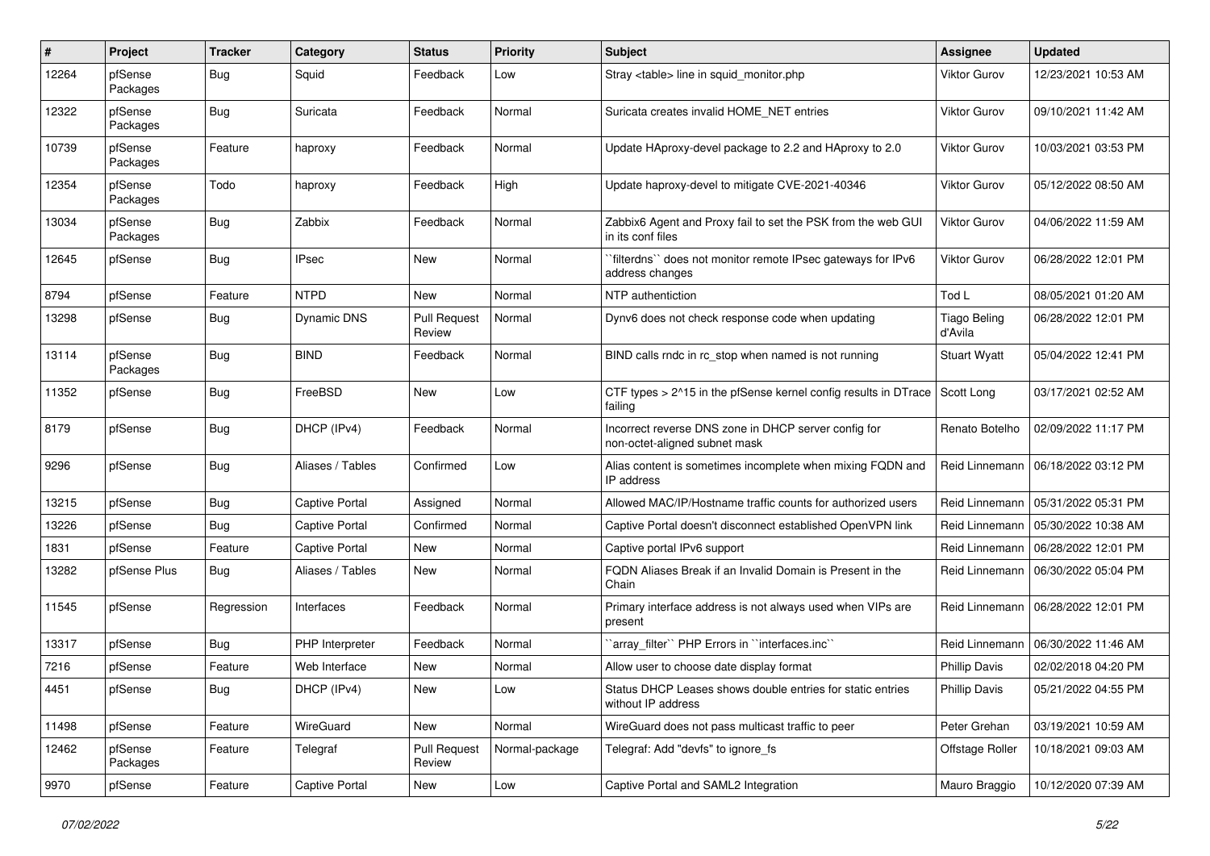| # | Project | Tracker | Category | Status | Priority | Subject | Assignee | Updated |
|---|---|---|---|---|---|---|---|---|
| 12264 | pfSense Packages | Bug | Squid | Feedback | Low | Stray <table> line in squid_monitor.php | Viktor Gurov | 12/23/2021 10:53 AM |
| 12322 | pfSense Packages | Bug | Suricata | Feedback | Normal | Suricata creates invalid HOME_NET entries | Viktor Gurov | 09/10/2021 11:42 AM |
| 10739 | pfSense Packages | Feature | haproxy | Feedback | Normal | Update HAproxy-devel package to 2.2 and HAproxy to 2.0 | Viktor Gurov | 10/03/2021 03:53 PM |
| 12354 | pfSense Packages | Todo | haproxy | Feedback | High | Update haproxy-devel to mitigate CVE-2021-40346 | Viktor Gurov | 05/12/2022 08:50 AM |
| 13034 | pfSense Packages | Bug | Zabbix | Feedback | Normal | Zabbix6 Agent and Proxy fail to set the PSK from the web GUI in its conf files | Viktor Gurov | 04/06/2022 11:59 AM |
| 12645 | pfSense | Bug | IPsec | New | Normal | ``filterdns`` does not monitor remote IPsec gateways for IPv6 address changes | Viktor Gurov | 06/28/2022 12:01 PM |
| 8794 | pfSense | Feature | NTPD | New | Normal | NTP authentiction | Tod L | 08/05/2021 01:20 AM |
| 13298 | pfSense | Bug | Dynamic DNS | Pull Request Review | Normal | Dynv6 does not check response code when updating | Tiago Beling d'Avila | 06/28/2022 12:01 PM |
| 13114 | pfSense Packages | Bug | BIND | Feedback | Normal | BIND calls rndc in rc_stop when named is not running | Stuart Wyatt | 05/04/2022 12:41 PM |
| 11352 | pfSense | Bug | FreeBSD | New | Low | CTF types > 2^15 in the pfSense kernel config results in DTrace failing | Scott Long | 03/17/2021 02:52 AM |
| 8179 | pfSense | Bug | DHCP (IPv4) | Feedback | Normal | Incorrect reverse DNS zone in DHCP server config for non-octet-aligned subnet mask | Renato Botelho | 02/09/2022 11:17 PM |
| 9296 | pfSense | Bug | Aliases / Tables | Confirmed | Low | Alias content is sometimes incomplete when mixing FQDN and IP address | Reid Linnemann | 06/18/2022 03:12 PM |
| 13215 | pfSense | Bug | Captive Portal | Assigned | Normal | Allowed MAC/IP/Hostname traffic counts for authorized users | Reid Linnemann | 05/31/2022 05:31 PM |
| 13226 | pfSense | Bug | Captive Portal | Confirmed | Normal | Captive Portal doesn't disconnect established OpenVPN link | Reid Linnemann | 05/30/2022 10:38 AM |
| 1831 | pfSense | Feature | Captive Portal | New | Normal | Captive portal IPv6 support | Reid Linnemann | 06/28/2022 12:01 PM |
| 13282 | pfSense Plus | Bug | Aliases / Tables | New | Normal | FQDN Aliases Break if an Invalid Domain is Present in the Chain | Reid Linnemann | 06/30/2022 05:04 PM |
| 11545 | pfSense | Regression | Interfaces | Feedback | Normal | Primary interface address is not always used when VIPs are present | Reid Linnemann | 06/28/2022 12:01 PM |
| 13317 | pfSense | Bug | PHP Interpreter | Feedback | Normal | ``array_filter`` PHP Errors in ``interfaces.inc`` | Reid Linnemann | 06/30/2022 11:46 AM |
| 7216 | pfSense | Feature | Web Interface | New | Normal | Allow user to choose date display format | Phillip Davis | 02/02/2018 04:20 PM |
| 4451 | pfSense | Bug | DHCP (IPv4) | New | Low | Status DHCP Leases shows double entries for static entries without IP address | Phillip Davis | 05/21/2022 04:55 PM |
| 11498 | pfSense | Feature | WireGuard | New | Normal | WireGuard does not pass multicast traffic to peer | Peter Grehan | 03/19/2021 10:59 AM |
| 12462 | pfSense Packages | Feature | Telegraf | Pull Request Review | Normal-package | Telegraf: Add "devfs" to ignore_fs | Offstage Roller | 10/18/2021 09:03 AM |
| 9970 | pfSense | Feature | Captive Portal | New | Low | Captive Portal and SAML2 Integration | Mauro Braggio | 10/12/2020 07:39 AM |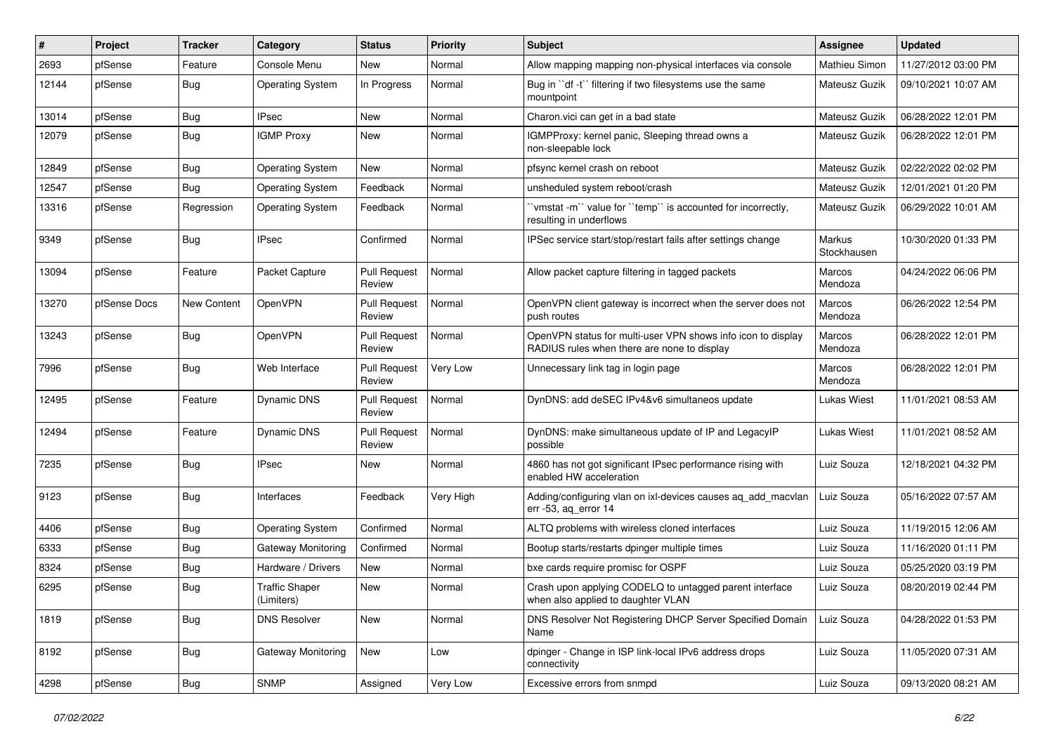| # | Project | Tracker | Category | Status | Priority | Subject | Assignee | Updated |
|---|---|---|---|---|---|---|---|---|
| 2693 | pfSense | Feature | Console Menu | New | Normal | Allow mapping mapping non-physical interfaces via console | Mathieu Simon | 11/27/2012 03:00 PM |
| 12144 | pfSense | Bug | Operating System | In Progress | Normal | Bug in ``df -t`` filtering if two filesystems use the same mountpoint | Mateusz Guzik | 09/10/2021 10:07 AM |
| 13014 | pfSense | Bug | IPsec | New | Normal | Charon.vici can get in a bad state | Mateusz Guzik | 06/28/2022 12:01 PM |
| 12079 | pfSense | Bug | IGMP Proxy | New | Normal | IGMPProxy: kernel panic, Sleeping thread owns a non-sleepable lock | Mateusz Guzik | 06/28/2022 12:01 PM |
| 12849 | pfSense | Bug | Operating System | New | Normal | pfsync kernel crash on reboot | Mateusz Guzik | 02/22/2022 02:02 PM |
| 12547 | pfSense | Bug | Operating System | Feedback | Normal | unsheduled system reboot/crash | Mateusz Guzik | 12/01/2021 01:20 PM |
| 13316 | pfSense | Regression | Operating System | Feedback | Normal | ``vmstat -m`` value for ``temp`` is accounted for incorrectly, resulting in underflows | Mateusz Guzik | 06/29/2022 10:01 AM |
| 9349 | pfSense | Bug | IPsec | Confirmed | Normal | IPSec service start/stop/restart fails after settings change | Markus Stockhausen | 10/30/2020 01:33 PM |
| 13094 | pfSense | Feature | Packet Capture | Pull Request Review | Normal | Allow packet capture filtering in tagged packets | Marcos Mendoza | 04/24/2022 06:06 PM |
| 13270 | pfSense Docs | New Content | OpenVPN | Pull Request Review | Normal | OpenVPN client gateway is incorrect when the server does not push routes | Marcos Mendoza | 06/26/2022 12:54 PM |
| 13243 | pfSense | Bug | OpenVPN | Pull Request Review | Normal | OpenVPN status for multi-user VPN shows info icon to display RADIUS rules when there are none to display | Marcos Mendoza | 06/28/2022 12:01 PM |
| 7996 | pfSense | Bug | Web Interface | Pull Request Review | Very Low | Unnecessary link tag in login page | Marcos Mendoza | 06/28/2022 12:01 PM |
| 12495 | pfSense | Feature | Dynamic DNS | Pull Request Review | Normal | DynDNS: add deSEC IPv4&v6 simultaneos update | Lukas Wiest | 11/01/2021 08:53 AM |
| 12494 | pfSense | Feature | Dynamic DNS | Pull Request Review | Normal | DynDNS: make simultaneous update of IP and LegacyIP possible | Lukas Wiest | 11/01/2021 08:52 AM |
| 7235 | pfSense | Bug | IPsec | New | Normal | 4860 has not got significant IPsec performance rising with enabled HW acceleration | Luiz Souza | 12/18/2021 04:32 PM |
| 9123 | pfSense | Bug | Interfaces | Feedback | Very High | Adding/configuring vlan on ixl-devices causes aq_add_macvlan err -53, aq_error 14 | Luiz Souza | 05/16/2022 07:57 AM |
| 4406 | pfSense | Bug | Operating System | Confirmed | Normal | ALTQ problems with wireless cloned interfaces | Luiz Souza | 11/19/2015 12:06 AM |
| 6333 | pfSense | Bug | Gateway Monitoring | Confirmed | Normal | Bootup starts/restarts dpinger multiple times | Luiz Souza | 11/16/2020 01:11 PM |
| 8324 | pfSense | Bug | Hardware / Drivers | New | Normal | bxe cards require promisc for OSPF | Luiz Souza | 05/25/2020 03:19 PM |
| 6295 | pfSense | Bug | Traffic Shaper (Limiters) | New | Normal | Crash upon applying CODELQ to untagged parent interface when also applied to daughter VLAN | Luiz Souza | 08/20/2019 02:44 PM |
| 1819 | pfSense | Bug | DNS Resolver | New | Normal | DNS Resolver Not Registering DHCP Server Specified Domain Name | Luiz Souza | 04/28/2022 01:53 PM |
| 8192 | pfSense | Bug | Gateway Monitoring | New | Low | dpinger - Change in ISP link-local IPv6 address drops connectivity | Luiz Souza | 11/05/2020 07:31 AM |
| 4298 | pfSense | Bug | SNMP | Assigned | Very Low | Excessive errors from snmpd | Luiz Souza | 09/13/2020 08:21 AM |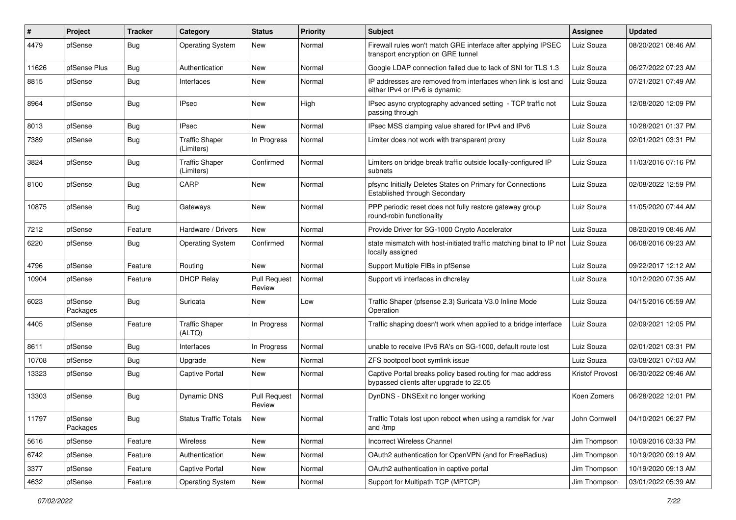| # | Project | Tracker | Category | Status | Priority | Subject | Assignee | Updated |
|---|---|---|---|---|---|---|---|---|
| 4479 | pfSense | Bug | Operating System | New | Normal | Firewall rules won't match GRE interface after applying IPSEC transport encryption on GRE tunnel | Luiz Souza | 08/20/2021 08:46 AM |
| 11626 | pfSense Plus | Bug | Authentication | New | Normal | Google LDAP connection failed due to lack of SNI for TLS 1.3 | Luiz Souza | 06/27/2022 07:23 AM |
| 8815 | pfSense | Bug | Interfaces | New | Normal | IP addresses are removed from interfaces when link is lost and either IPv4 or IPv6 is dynamic | Luiz Souza | 07/21/2021 07:49 AM |
| 8964 | pfSense | Bug | IPsec | New | High | IPsec async cryptography advanced setting - TCP traffic not passing through | Luiz Souza | 12/08/2020 12:09 PM |
| 8013 | pfSense | Bug | IPsec | New | Normal | IPsec MSS clamping value shared for IPv4 and IPv6 | Luiz Souza | 10/28/2021 01:37 PM |
| 7389 | pfSense | Bug | Traffic Shaper (Limiters) | In Progress | Normal | Limiter does not work with transparent proxy | Luiz Souza | 02/01/2021 03:31 PM |
| 3824 | pfSense | Bug | Traffic Shaper (Limiters) | Confirmed | Normal | Limiters on bridge break traffic outside locally-configured IP subnets | Luiz Souza | 11/03/2016 07:16 PM |
| 8100 | pfSense | Bug | CARP | New | Normal | pfsync Initially Deletes States on Primary for Connections Established through Secondary | Luiz Souza | 02/08/2022 12:59 PM |
| 10875 | pfSense | Bug | Gateways | New | Normal | PPP periodic reset does not fully restore gateway group round-robin functionality | Luiz Souza | 11/05/2020 07:44 AM |
| 7212 | pfSense | Feature | Hardware / Drivers | New | Normal | Provide Driver for SG-1000 Crypto Accelerator | Luiz Souza | 08/20/2019 08:46 AM |
| 6220 | pfSense | Bug | Operating System | Confirmed | Normal | state mismatch with host-initiated traffic matching binat to IP not locally assigned | Luiz Souza | 06/08/2016 09:23 AM |
| 4796 | pfSense | Feature | Routing | New | Normal | Support Multiple FIBs in pfSense | Luiz Souza | 09/22/2017 12:12 AM |
| 10904 | pfSense | Feature | DHCP Relay | Pull Request Review | Normal | Support vti interfaces in dhcrelay | Luiz Souza | 10/12/2020 07:35 AM |
| 6023 | pfSense Packages | Bug | Suricata | New | Low | Traffic Shaper (pfsense 2.3) Suricata V3.0 Inline Mode Operation | Luiz Souza | 04/15/2016 05:59 AM |
| 4405 | pfSense | Feature | Traffic Shaper (ALTQ) | In Progress | Normal | Traffic shaping doesn't work when applied to a bridge interface | Luiz Souza | 02/09/2021 12:05 PM |
| 8611 | pfSense | Bug | Interfaces | In Progress | Normal | unable to receive IPv6 RA's on SG-1000, default route lost | Luiz Souza | 02/01/2021 03:31 PM |
| 10708 | pfSense | Bug | Upgrade | New | Normal | ZFS bootpool boot symlink issue | Luiz Souza | 03/08/2021 07:03 AM |
| 13323 | pfSense | Bug | Captive Portal | New | Normal | Captive Portal breaks policy based routing for mac address bypassed clients after upgrade to 22.05 | Kristof Provost | 06/30/2022 09:46 AM |
| 13303 | pfSense | Bug | Dynamic DNS | Pull Request Review | Normal | DynDNS - DNSExit no longer working | Koen Zomers | 06/28/2022 12:01 PM |
| 11797 | pfSense Packages | Bug | Status Traffic Totals | New | Normal | Traffic Totals lost upon reboot when using a ramdisk for /var and /tmp | John Cornwell | 04/10/2021 06:27 PM |
| 5616 | pfSense | Feature | Wireless | New | Normal | Incorrect Wireless Channel | Jim Thompson | 10/09/2016 03:33 PM |
| 6742 | pfSense | Feature | Authentication | New | Normal | OAuth2 authentication for OpenVPN (and for FreeRadius) | Jim Thompson | 10/19/2020 09:19 AM |
| 3377 | pfSense | Feature | Captive Portal | New | Normal | OAuth2 authentication in captive portal | Jim Thompson | 10/19/2020 09:13 AM |
| 4632 | pfSense | Feature | Operating System | New | Normal | Support for Multipath TCP (MPTCP) | Jim Thompson | 03/01/2022 05:39 AM |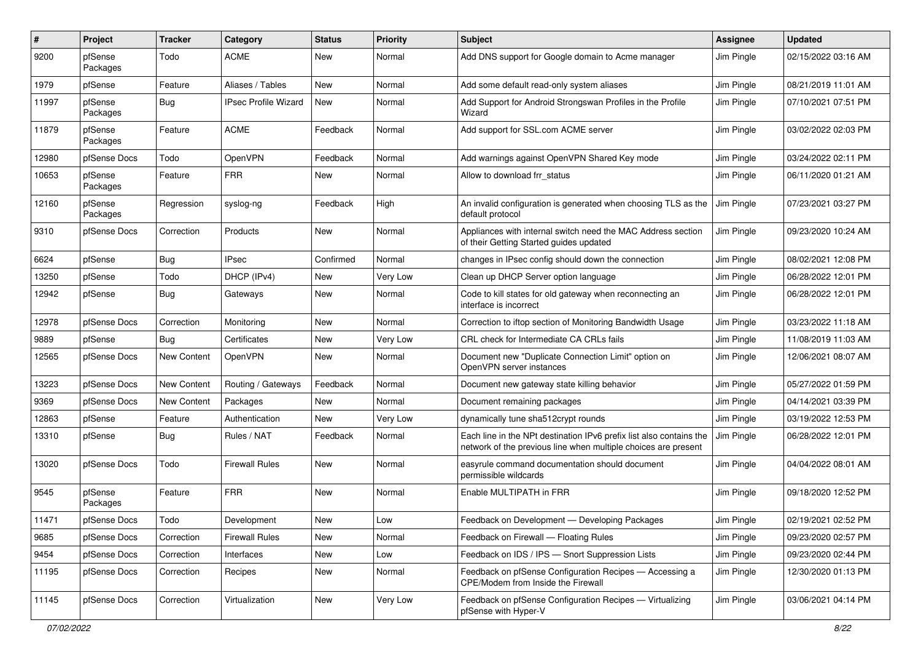| # | Project | Tracker | Category | Status | Priority | Subject | Assignee | Updated |
|---|---|---|---|---|---|---|---|---|
| 9200 | pfSense Packages | Todo | ACME | New | Normal | Add DNS support for Google domain to Acme manager | Jim Pingle | 02/15/2022 03:16 AM |
| 1979 | pfSense | Feature | Aliases / Tables | New | Normal | Add some default read-only system aliases | Jim Pingle | 08/21/2019 11:01 AM |
| 11997 | pfSense Packages | Bug | IPsec Profile Wizard | New | Normal | Add Support for Android Strongswan Profiles in the Profile Wizard | Jim Pingle | 07/10/2021 07:51 PM |
| 11879 | pfSense Packages | Feature | ACME | Feedback | Normal | Add support for SSL.com ACME server | Jim Pingle | 03/02/2022 02:03 PM |
| 12980 | pfSense Docs | Todo | OpenVPN | Feedback | Normal | Add warnings against OpenVPN Shared Key mode | Jim Pingle | 03/24/2022 02:11 PM |
| 10653 | pfSense Packages | Feature | FRR | New | Normal | Allow to download frr_status | Jim Pingle | 06/11/2020 01:21 AM |
| 12160 | pfSense Packages | Regression | syslog-ng | Feedback | High | An invalid configuration is generated when choosing TLS as the default protocol | Jim Pingle | 07/23/2021 03:27 PM |
| 9310 | pfSense Docs | Correction | Products | New | Normal | Appliances with internal switch need the MAC Address section of their Getting Started guides updated | Jim Pingle | 09/23/2020 10:24 AM |
| 6624 | pfSense | Bug | IPsec | Confirmed | Normal | changes in IPsec config should down the connection | Jim Pingle | 08/02/2021 12:08 PM |
| 13250 | pfSense | Todo | DHCP (IPv4) | New | Very Low | Clean up DHCP Server option language | Jim Pingle | 06/28/2022 12:01 PM |
| 12942 | pfSense | Bug | Gateways | New | Normal | Code to kill states for old gateway when reconnecting an interface is incorrect | Jim Pingle | 06/28/2022 12:01 PM |
| 12978 | pfSense Docs | Correction | Monitoring | New | Normal | Correction to iftop section of Monitoring Bandwidth Usage | Jim Pingle | 03/23/2022 11:18 AM |
| 9889 | pfSense | Bug | Certificates | New | Very Low | CRL check for Intermediate CA CRLs fails | Jim Pingle | 11/08/2019 11:03 AM |
| 12565 | pfSense Docs | New Content | OpenVPN | New | Normal | Document new "Duplicate Connection Limit" option on OpenVPN server instances | Jim Pingle | 12/06/2021 08:07 AM |
| 13223 | pfSense Docs | New Content | Routing / Gateways | Feedback | Normal | Document new gateway state killing behavior | Jim Pingle | 05/27/2022 01:59 PM |
| 9369 | pfSense Docs | New Content | Packages | New | Normal | Document remaining packages | Jim Pingle | 04/14/2021 03:39 PM |
| 12863 | pfSense | Feature | Authentication | New | Very Low | dynamically tune sha512crypt rounds | Jim Pingle | 03/19/2022 12:53 PM |
| 13310 | pfSense | Bug | Rules / NAT | Feedback | Normal | Each line in the NPt destination IPv6 prefix list also contains the network of the previous line when multiple choices are present | Jim Pingle | 06/28/2022 12:01 PM |
| 13020 | pfSense Docs | Todo | Firewall Rules | New | Normal | easyrule command documentation should document permissible wildcards | Jim Pingle | 04/04/2022 08:01 AM |
| 9545 | pfSense Packages | Feature | FRR | New | Normal | Enable MULTIPATH in FRR | Jim Pingle | 09/18/2020 12:52 PM |
| 11471 | pfSense Docs | Todo | Development | New | Low | Feedback on Development — Developing Packages | Jim Pingle | 02/19/2021 02:52 PM |
| 9685 | pfSense Docs | Correction | Firewall Rules | New | Normal | Feedback on Firewall — Floating Rules | Jim Pingle | 09/23/2020 02:57 PM |
| 9454 | pfSense Docs | Correction | Interfaces | New | Low | Feedback on IDS / IPS — Snort Suppression Lists | Jim Pingle | 09/23/2020 02:44 PM |
| 11195 | pfSense Docs | Correction | Recipes | New | Normal | Feedback on pfSense Configuration Recipes — Accessing a CPE/Modem from Inside the Firewall | Jim Pingle | 12/30/2020 01:13 PM |
| 11145 | pfSense Docs | Correction | Virtualization | New | Very Low | Feedback on pfSense Configuration Recipes — Virtualizing pfSense with Hyper-V | Jim Pingle | 03/06/2021 04:14 PM |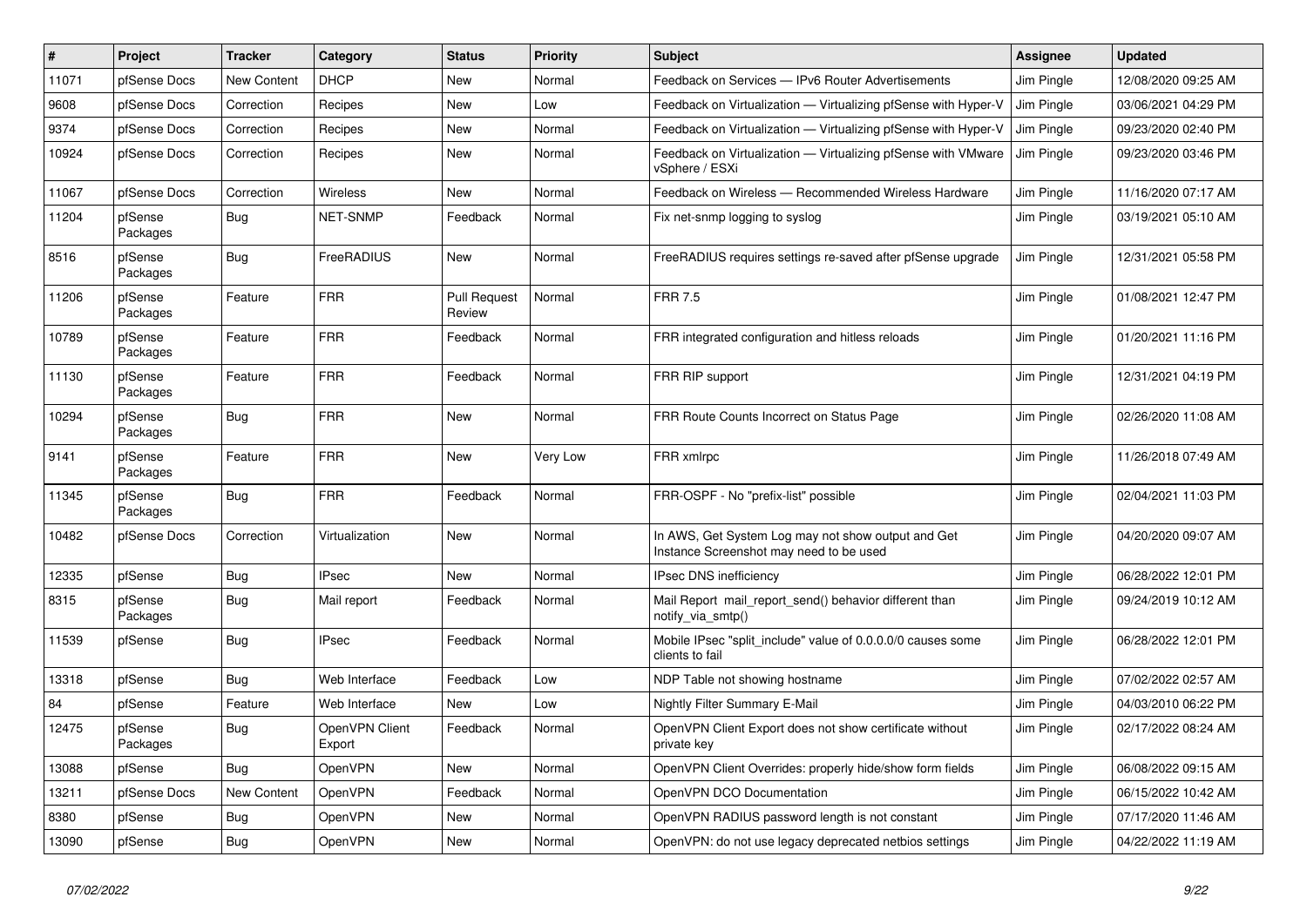| # | Project | Tracker | Category | Status | Priority | Subject | Assignee | Updated |
|---|---|---|---|---|---|---|---|---|
| 11071 | pfSense Docs | New Content | DHCP | New | Normal | Feedback on Services — IPv6 Router Advertisements | Jim Pingle | 12/08/2020 09:25 AM |
| 9608 | pfSense Docs | Correction | Recipes | New | Low | Feedback on Virtualization — Virtualizing pfSense with Hyper-V | Jim Pingle | 03/06/2021 04:29 PM |
| 9374 | pfSense Docs | Correction | Recipes | New | Normal | Feedback on Virtualization — Virtualizing pfSense with Hyper-V | Jim Pingle | 09/23/2020 02:40 PM |
| 10924 | pfSense Docs | Correction | Recipes | New | Normal | Feedback on Virtualization — Virtualizing pfSense with VMware vSphere / ESXi | Jim Pingle | 09/23/2020 03:46 PM |
| 11067 | pfSense Docs | Correction | Wireless | New | Normal | Feedback on Wireless — Recommended Wireless Hardware | Jim Pingle | 11/16/2020 07:17 AM |
| 11204 | pfSense Packages | Bug | NET-SNMP | Feedback | Normal | Fix net-snmp logging to syslog | Jim Pingle | 03/19/2021 05:10 AM |
| 8516 | pfSense Packages | Bug | FreeRADIUS | New | Normal | FreeRADIUS requires settings re-saved after pfSense upgrade | Jim Pingle | 12/31/2021 05:58 PM |
| 11206 | pfSense Packages | Feature | FRR | Pull Request Review | Normal | FRR 7.5 | Jim Pingle | 01/08/2021 12:47 PM |
| 10789 | pfSense Packages | Feature | FRR | Feedback | Normal | FRR integrated configuration and hitless reloads | Jim Pingle | 01/20/2021 11:16 PM |
| 11130 | pfSense Packages | Feature | FRR | Feedback | Normal | FRR RIP support | Jim Pingle | 12/31/2021 04:19 PM |
| 10294 | pfSense Packages | Bug | FRR | New | Normal | FRR Route Counts Incorrect on Status Page | Jim Pingle | 02/26/2020 11:08 AM |
| 9141 | pfSense Packages | Feature | FRR | New | Very Low | FRR xmlrpc | Jim Pingle | 11/26/2018 07:49 AM |
| 11345 | pfSense Packages | Bug | FRR | Feedback | Normal | FRR-OSPF - No "prefix-list" possible | Jim Pingle | 02/04/2021 11:03 PM |
| 10482 | pfSense Docs | Correction | Virtualization | New | Normal | In AWS, Get System Log may not show output and Get Instance Screenshot may need to be used | Jim Pingle | 04/20/2020 09:07 AM |
| 12335 | pfSense | Bug | IPsec | New | Normal | IPsec DNS inefficiency | Jim Pingle | 06/28/2022 12:01 PM |
| 8315 | pfSense Packages | Bug | Mail report | Feedback | Normal | Mail Report mail_report_send() behavior different than notify_via_smtp() | Jim Pingle | 09/24/2019 10:12 AM |
| 11539 | pfSense | Bug | IPsec | Feedback | Normal | Mobile IPsec "split_include" value of 0.0.0.0/0 causes some clients to fail | Jim Pingle | 06/28/2022 12:01 PM |
| 13318 | pfSense | Bug | Web Interface | Feedback | Low | NDP Table not showing hostname | Jim Pingle | 07/02/2022 02:57 AM |
| 84 | pfSense | Feature | Web Interface | New | Low | Nightly Filter Summary E-Mail | Jim Pingle | 04/03/2010 06:22 PM |
| 12475 | pfSense Packages | Bug | OpenVPN Client Export | Feedback | Normal | OpenVPN Client Export does not show certificate without private key | Jim Pingle | 02/17/2022 08:24 AM |
| 13088 | pfSense | Bug | OpenVPN | New | Normal | OpenVPN Client Overrides: properly hide/show form fields | Jim Pingle | 06/08/2022 09:15 AM |
| 13211 | pfSense Docs | New Content | OpenVPN | Feedback | Normal | OpenVPN DCO Documentation | Jim Pingle | 06/15/2022 10:42 AM |
| 8380 | pfSense | Bug | OpenVPN | New | Normal | OpenVPN RADIUS password length is not constant | Jim Pingle | 07/17/2020 11:46 AM |
| 13090 | pfSense | Bug | OpenVPN | New | Normal | OpenVPN: do not use legacy deprecated netbios settings | Jim Pingle | 04/22/2022 11:19 AM |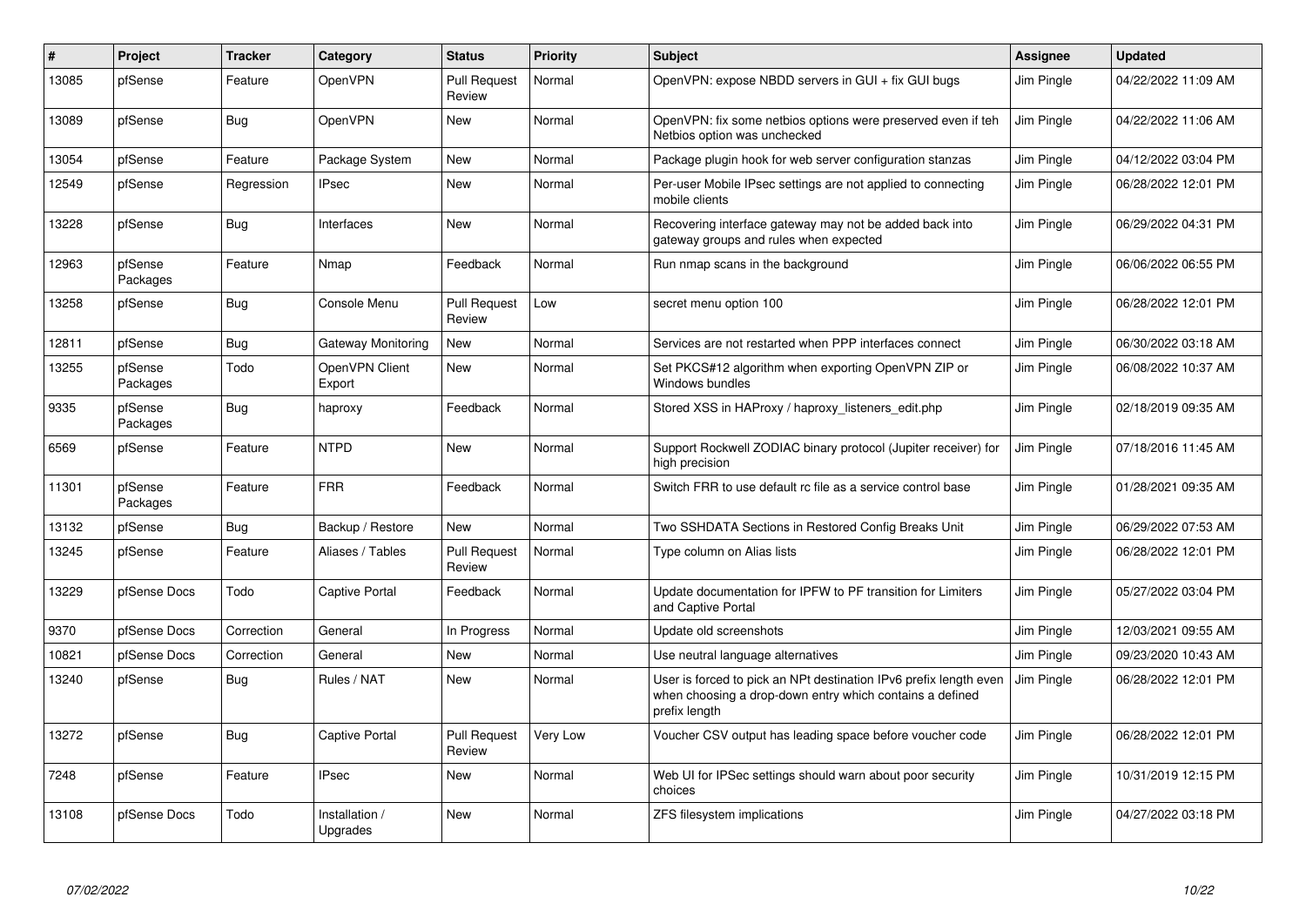| # | Project | Tracker | Category | Status | Priority | Subject | Assignee | Updated |
|---|---|---|---|---|---|---|---|---|
| 13085 | pfSense | Feature | OpenVPN | Pull Request Review | Normal | OpenVPN: expose NBDD servers in GUI + fix GUI bugs | Jim Pingle | 04/22/2022 11:09 AM |
| 13089 | pfSense | Bug | OpenVPN | New | Normal | OpenVPN: fix some netbios options were preserved even if teh Netbios option was unchecked | Jim Pingle | 04/22/2022 11:06 AM |
| 13054 | pfSense | Feature | Package System | New | Normal | Package plugin hook for web server configuration stanzas | Jim Pingle | 04/12/2022 03:04 PM |
| 12549 | pfSense | Regression | IPsec | New | Normal | Per-user Mobile IPsec settings are not applied to connecting mobile clients | Jim Pingle | 06/28/2022 12:01 PM |
| 13228 | pfSense | Bug | Interfaces | New | Normal | Recovering interface gateway may not be added back into gateway groups and rules when expected | Jim Pingle | 06/29/2022 04:31 PM |
| 12963 | pfSense Packages | Feature | Nmap | Feedback | Normal | Run nmap scans in the background | Jim Pingle | 06/06/2022 06:55 PM |
| 13258 | pfSense | Bug | Console Menu | Pull Request Review | Low | secret menu option 100 | Jim Pingle | 06/28/2022 12:01 PM |
| 12811 | pfSense | Bug | Gateway Monitoring | New | Normal | Services are not restarted when PPP interfaces connect | Jim Pingle | 06/30/2022 03:18 AM |
| 13255 | pfSense Packages | Todo | OpenVPN Client Export | New | Normal | Set PKCS#12 algorithm when exporting OpenVPN ZIP or Windows bundles | Jim Pingle | 06/08/2022 10:37 AM |
| 9335 | pfSense Packages | Bug | haproxy | Feedback | Normal | Stored XSS in HAProxy / haproxy_listeners_edit.php | Jim Pingle | 02/18/2019 09:35 AM |
| 6569 | pfSense | Feature | NTPD | New | Normal | Support Rockwell ZODIAC binary protocol (Jupiter receiver) for high precision | Jim Pingle | 07/18/2016 11:45 AM |
| 11301 | pfSense Packages | Feature | FRR | Feedback | Normal | Switch FRR to use default rc file as a service control base | Jim Pingle | 01/28/2021 09:35 AM |
| 13132 | pfSense | Bug | Backup / Restore | New | Normal | Two SSHDATA Sections in Restored Config Breaks Unit | Jim Pingle | 06/29/2022 07:53 AM |
| 13245 | pfSense | Feature | Aliases / Tables | Pull Request Review | Normal | Type column on Alias lists | Jim Pingle | 06/28/2022 12:01 PM |
| 13229 | pfSense Docs | Todo | Captive Portal | Feedback | Normal | Update documentation for IPFW to PF transition for Limiters and Captive Portal | Jim Pingle | 05/27/2022 03:04 PM |
| 9370 | pfSense Docs | Correction | General | In Progress | Normal | Update old screenshots | Jim Pingle | 12/03/2021 09:55 AM |
| 10821 | pfSense Docs | Correction | General | New | Normal | Use neutral language alternatives | Jim Pingle | 09/23/2020 10:43 AM |
| 13240 | pfSense | Bug | Rules / NAT | New | Normal | User is forced to pick an NPt destination IPv6 prefix length even when choosing a drop-down entry which contains a defined prefix length | Jim Pingle | 06/28/2022 12:01 PM |
| 13272 | pfSense | Bug | Captive Portal | Pull Request Review | Very Low | Voucher CSV output has leading space before voucher code | Jim Pingle | 06/28/2022 12:01 PM |
| 7248 | pfSense | Feature | IPsec | New | Normal | Web UI for IPSec settings should warn about poor security choices | Jim Pingle | 10/31/2019 12:15 PM |
| 13108 | pfSense Docs | Todo | Installation / Upgrades | New | Normal | ZFS filesystem implications | Jim Pingle | 04/27/2022 03:18 PM |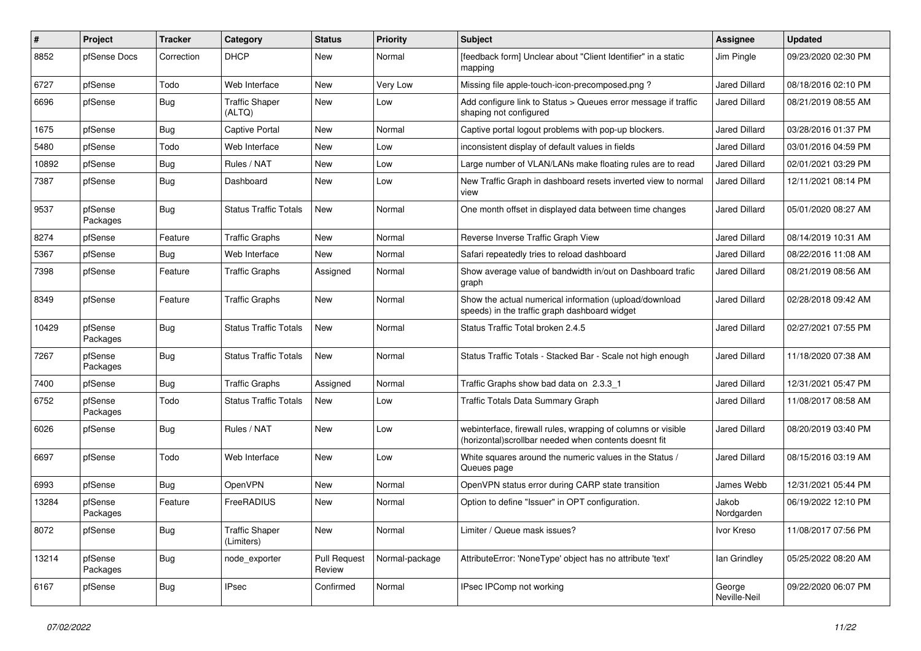| # | Project | Tracker | Category | Status | Priority | Subject | Assignee | Updated |
|---|---|---|---|---|---|---|---|---|
| 8852 | pfSense Docs | Correction | DHCP | New | Normal | [feedback form] Unclear about "Client Identifier" in a static mapping | Jim Pingle | 09/23/2020 02:30 PM |
| 6727 | pfSense | Todo | Web Interface | New | Very Low | Missing file apple-touch-icon-precomposed.png ? | Jared Dillard | 08/18/2016 02:10 PM |
| 6696 | pfSense | Bug | Traffic Shaper (ALTQ) | New | Low | Add configure link to Status > Queues error message if traffic shaping not configured | Jared Dillard | 08/21/2019 08:55 AM |
| 1675 | pfSense | Bug | Captive Portal | New | Normal | Captive portal logout problems with pop-up blockers. | Jared Dillard | 03/28/2016 01:37 PM |
| 5480 | pfSense | Todo | Web Interface | New | Low | inconsistent display of default values in fields | Jared Dillard | 03/01/2016 04:59 PM |
| 10892 | pfSense | Bug | Rules / NAT | New | Low | Large number of VLAN/LANs make floating rules are to read | Jared Dillard | 02/01/2021 03:29 PM |
| 7387 | pfSense | Bug | Dashboard | New | Low | New Traffic Graph in dashboard resets inverted view to normal view | Jared Dillard | 12/11/2021 08:14 PM |
| 9537 | pfSense Packages | Bug | Status Traffic Totals | New | Normal | One month offset in displayed data between time changes | Jared Dillard | 05/01/2020 08:27 AM |
| 8274 | pfSense | Feature | Traffic Graphs | New | Normal | Reverse Inverse Traffic Graph View | Jared Dillard | 08/14/2019 10:31 AM |
| 5367 | pfSense | Bug | Web Interface | New | Normal | Safari repeatedly tries to reload dashboard | Jared Dillard | 08/22/2016 11:08 AM |
| 7398 | pfSense | Feature | Traffic Graphs | Assigned | Normal | Show average value of bandwidth in/out on Dashboard trafic graph | Jared Dillard | 08/21/2019 08:56 AM |
| 8349 | pfSense | Feature | Traffic Graphs | New | Normal | Show the actual numerical information (upload/download speeds) in the traffic graph dashboard widget | Jared Dillard | 02/28/2018 09:42 AM |
| 10429 | pfSense Packages | Bug | Status Traffic Totals | New | Normal | Status Traffic Total broken 2.4.5 | Jared Dillard | 02/27/2021 07:55 PM |
| 7267 | pfSense Packages | Bug | Status Traffic Totals | New | Normal | Status Traffic Totals - Stacked Bar - Scale not high enough | Jared Dillard | 11/18/2020 07:38 AM |
| 7400 | pfSense | Bug | Traffic Graphs | Assigned | Normal | Traffic Graphs show bad data on 2.3.3_1 | Jared Dillard | 12/31/2021 05:47 PM |
| 6752 | pfSense Packages | Todo | Status Traffic Totals | New | Low | Traffic Totals Data Summary Graph | Jared Dillard | 11/08/2017 08:58 AM |
| 6026 | pfSense | Bug | Rules / NAT | New | Low | webinterface, firewall rules, wrapping of columns or visible (horizontal)scrollbar needed when contents doesnt fit | Jared Dillard | 08/20/2019 03:40 PM |
| 6697 | pfSense | Todo | Web Interface | New | Low | White squares around the numeric values in the Status / Queues page | Jared Dillard | 08/15/2016 03:19 AM |
| 6993 | pfSense | Bug | OpenVPN | New | Normal | OpenVPN status error during CARP state transition | James Webb | 12/31/2021 05:44 PM |
| 13284 | pfSense Packages | Feature | FreeRADIUS | New | Normal | Option to define "Issuer" in OPT configuration. | Jakob Nordgarden | 06/19/2022 12:10 PM |
| 8072 | pfSense | Bug | Traffic Shaper (Limiters) | New | Normal | Limiter / Queue mask issues? | Ivor Kreso | 11/08/2017 07:56 PM |
| 13214 | pfSense Packages | Bug | node_exporter | Pull Request Review | Normal-package | AttributeError: 'NoneType' object has no attribute 'text' | Ian Grindley | 05/25/2022 08:20 AM |
| 6167 | pfSense | Bug | IPsec | Confirmed | Normal | IPsec IPComp not working | George Neville-Neil | 09/22/2020 06:07 PM |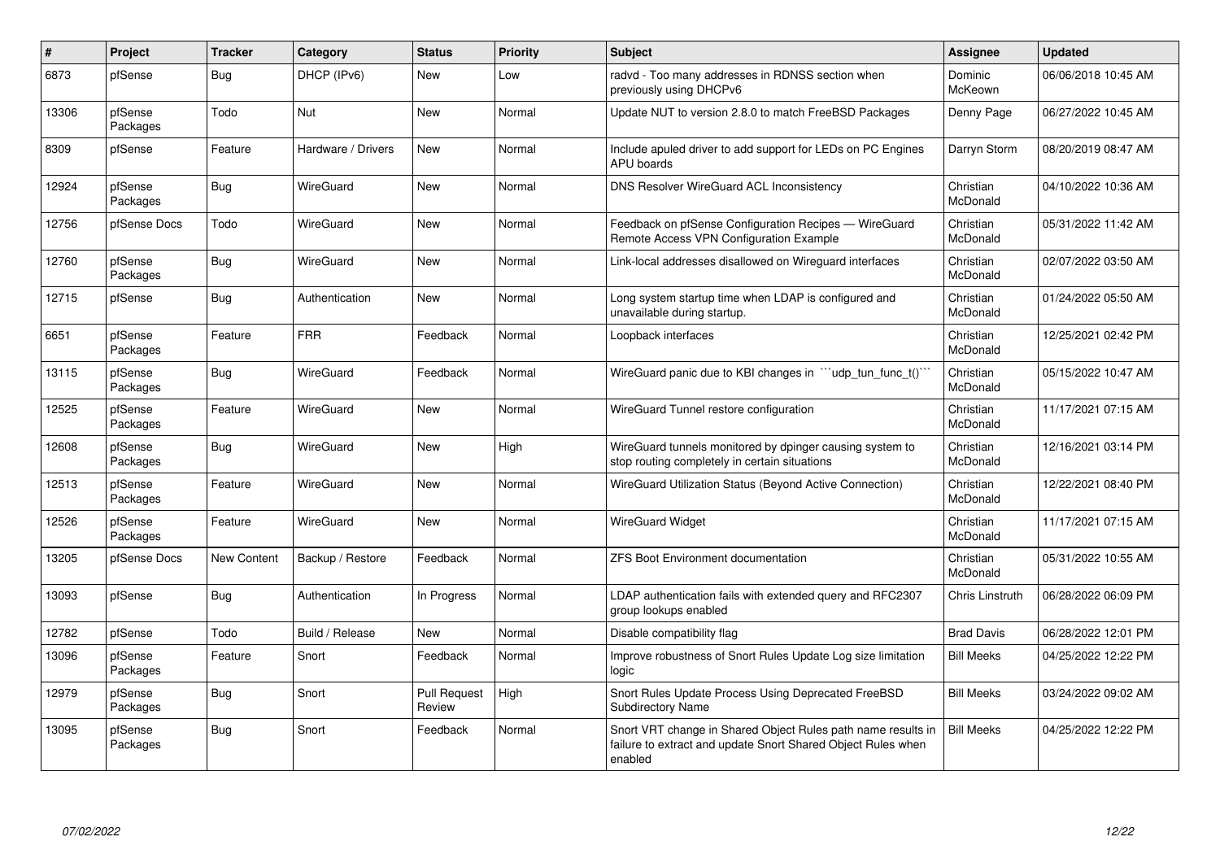| # | Project | Tracker | Category | Status | Priority | Subject | Assignee | Updated |
|---|---|---|---|---|---|---|---|---|
| 6873 | pfSense | Bug | DHCP (IPv6) | New | Low | radvd - Too many addresses in RDNSS section when previously using DHCPv6 | Dominic McKeown | 06/06/2018 10:45 AM |
| 13306 | pfSense Packages | Todo | Nut | New | Normal | Update NUT to version 2.8.0 to match FreeBSD Packages | Denny Page | 06/27/2022 10:45 AM |
| 8309 | pfSense | Feature | Hardware / Drivers | New | Normal | Include apuled driver to add support for LEDs on PC Engines APU boards | Darryn Storm | 08/20/2019 08:47 AM |
| 12924 | pfSense Packages | Bug | WireGuard | New | Normal | DNS Resolver WireGuard ACL Inconsistency | Christian McDonald | 04/10/2022 10:36 AM |
| 12756 | pfSense Docs | Todo | WireGuard | New | Normal | Feedback on pfSense Configuration Recipes — WireGuard Remote Access VPN Configuration Example | Christian McDonald | 05/31/2022 11:42 AM |
| 12760 | pfSense Packages | Bug | WireGuard | New | Normal | Link-local addresses disallowed on Wireguard interfaces | Christian McDonald | 02/07/2022 03:50 AM |
| 12715 | pfSense | Bug | Authentication | New | Normal | Long system startup time when LDAP is configured and unavailable during startup. | Christian McDonald | 01/24/2022 05:50 AM |
| 6651 | pfSense Packages | Feature | FRR | Feedback | Normal | Loopback interfaces | Christian McDonald | 12/25/2021 02:42 PM |
| 13115 | pfSense Packages | Bug | WireGuard | Feedback | Normal | WireGuard panic due to KBI changes in ```udp_tun_func_t()``` | Christian McDonald | 05/15/2022 10:47 AM |
| 12525 | pfSense Packages | Feature | WireGuard | New | Normal | WireGuard Tunnel restore configuration | Christian McDonald | 11/17/2021 07:15 AM |
| 12608 | pfSense Packages | Bug | WireGuard | New | High | WireGuard tunnels monitored by dpinger causing system to stop routing completely in certain situations | Christian McDonald | 12/16/2021 03:14 PM |
| 12513 | pfSense Packages | Feature | WireGuard | New | Normal | WireGuard Utilization Status (Beyond Active Connection) | Christian McDonald | 12/22/2021 08:40 PM |
| 12526 | pfSense Packages | Feature | WireGuard | New | Normal | WireGuard Widget | Christian McDonald | 11/17/2021 07:15 AM |
| 13205 | pfSense Docs | New Content | Backup / Restore | Feedback | Normal | ZFS Boot Environment documentation | Christian McDonald | 05/31/2022 10:55 AM |
| 13093 | pfSense | Bug | Authentication | In Progress | Normal | LDAP authentication fails with extended query and RFC2307 group lookups enabled | Chris Linstruth | 06/28/2022 06:09 PM |
| 12782 | pfSense | Todo | Build / Release | New | Normal | Disable compatibility flag | Brad Davis | 06/28/2022 12:01 PM |
| 13096 | pfSense Packages | Feature | Snort | Feedback | Normal | Improve robustness of Snort Rules Update Log size limitation logic | Bill Meeks | 04/25/2022 12:22 PM |
| 12979 | pfSense Packages | Bug | Snort | Pull Request Review | High | Snort Rules Update Process Using Deprecated FreeBSD Subdirectory Name | Bill Meeks | 03/24/2022 09:02 AM |
| 13095 | pfSense Packages | Bug | Snort | Feedback | Normal | Snort VRT change in Shared Object Rules path name results in failure to extract and update Snort Shared Object Rules when enabled | Bill Meeks | 04/25/2022 12:22 PM |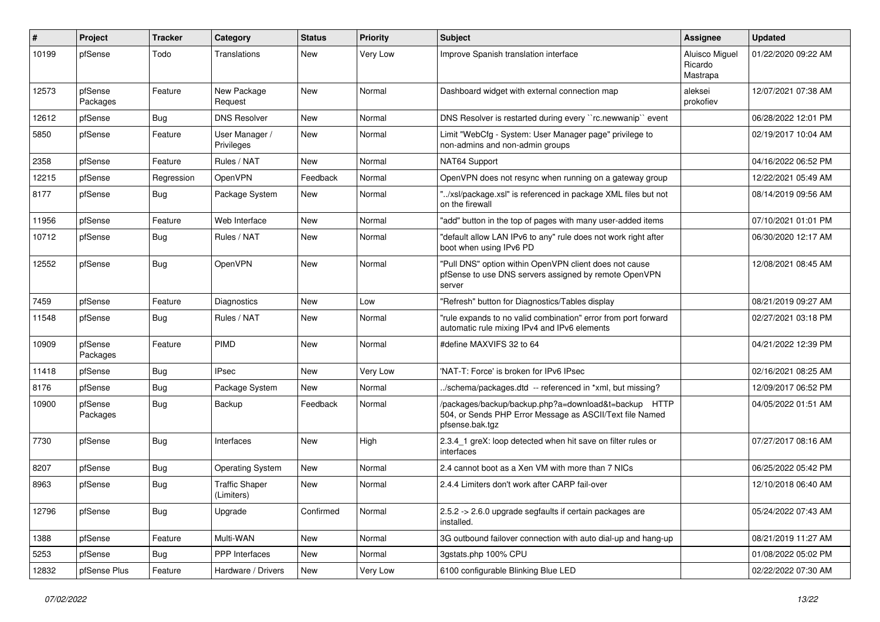| # | Project | Tracker | Category | Status | Priority | Subject | Assignee | Updated |
|---|---|---|---|---|---|---|---|---|
| 10199 | pfSense | Todo | Translations | New | Very Low | Improve Spanish translation interface | Aluisco Miguel Ricardo Mastrapa | 01/22/2020 09:22 AM |
| 12573 | pfSense Packages | Feature | New Package Request | New | Normal | Dashboard widget with external connection map | aleksei prokofiev | 12/07/2021 07:38 AM |
| 12612 | pfSense | Bug | DNS Resolver | New | Normal | DNS Resolver is restarted during every ``rc.newwanip`` event | | 06/28/2022 12:01 PM |
| 5850 | pfSense | Feature | User Manager / Privileges | New | Normal | Limit "WebCfg - System: User Manager page" privilege to non-admins and non-admin groups | | 02/19/2017 10:04 AM |
| 2358 | pfSense | Feature | Rules / NAT | New | Normal | NAT64 Support | | 04/16/2022 06:52 PM |
| 12215 | pfSense | Regression | OpenVPN | Feedback | Normal | OpenVPN does not resync when running on a gateway group | | 12/22/2021 05:49 AM |
| 8177 | pfSense | Bug | Package System | New | Normal | "../xsl/package.xsl" is referenced in package XML files but not on the firewall | | 08/14/2019 09:56 AM |
| 11956 | pfSense | Feature | Web Interface | New | Normal | "add" button in the top of pages with many user-added items | | 07/10/2021 01:01 PM |
| 10712 | pfSense | Bug | Rules / NAT | New | Normal | "default allow LAN IPv6 to any" rule does not work right after boot when using IPv6 PD | | 06/30/2020 12:17 AM |
| 12552 | pfSense | Bug | OpenVPN | New | Normal | "Pull DNS" option within OpenVPN client does not cause pfSense to use DNS servers assigned by remote OpenVPN server | | 12/08/2021 08:45 AM |
| 7459 | pfSense | Feature | Diagnostics | New | Low | "Refresh" button for Diagnostics/Tables display | | 08/21/2019 09:27 AM |
| 11548 | pfSense | Bug | Rules / NAT | New | Normal | "rule expands to no valid combination" error from port forward automatic rule mixing IPv4 and IPv6 elements | | 02/27/2021 03:18 PM |
| 10909 | pfSense Packages | Feature | PIMD | New | Normal | #define MAXVIFS 32 to 64 | | 04/21/2022 12:39 PM |
| 11418 | pfSense | Bug | IPsec | New | Very Low | 'NAT-T: Force' is broken for IPv6 IPsec | | 02/16/2021 08:25 AM |
| 8176 | pfSense | Bug | Package System | New | Normal | ../schema/packages.dtd -- referenced in *xml, but missing? | | 12/09/2017 06:52 PM |
| 10900 | pfSense Packages | Bug | Backup | Feedback | Normal | /packages/backup/backup.php?a=download&t=backup HTTP 504, or Sends PHP Error Message as ASCII/Text file Named pfsense.bak.tgz | | 04/05/2022 01:51 AM |
| 7730 | pfSense | Bug | Interfaces | New | High | 2.3.4_1 greX: loop detected when hit save on filter rules or interfaces | | 07/27/2017 08:16 AM |
| 8207 | pfSense | Bug | Operating System | New | Normal | 2.4 cannot boot as a Xen VM with more than 7 NICs | | 06/25/2022 05:42 PM |
| 8963 | pfSense | Bug | Traffic Shaper (Limiters) | New | Normal | 2.4.4 Limiters don't work after CARP fail-over | | 12/10/2018 06:40 AM |
| 12796 | pfSense | Bug | Upgrade | Confirmed | Normal | 2.5.2 -> 2.6.0 upgrade segfaults if certain packages are installed. | | 05/24/2022 07:43 AM |
| 1388 | pfSense | Feature | Multi-WAN | New | Normal | 3G outbound failover connection with auto dial-up and hang-up | | 08/21/2019 11:27 AM |
| 5253 | pfSense | Bug | PPP Interfaces | New | Normal | 3gstats.php 100% CPU | | 01/08/2022 05:02 PM |
| 12832 | pfSense Plus | Feature | Hardware / Drivers | New | Very Low | 6100 configurable Blinking Blue LED | | 02/22/2022 07:30 AM |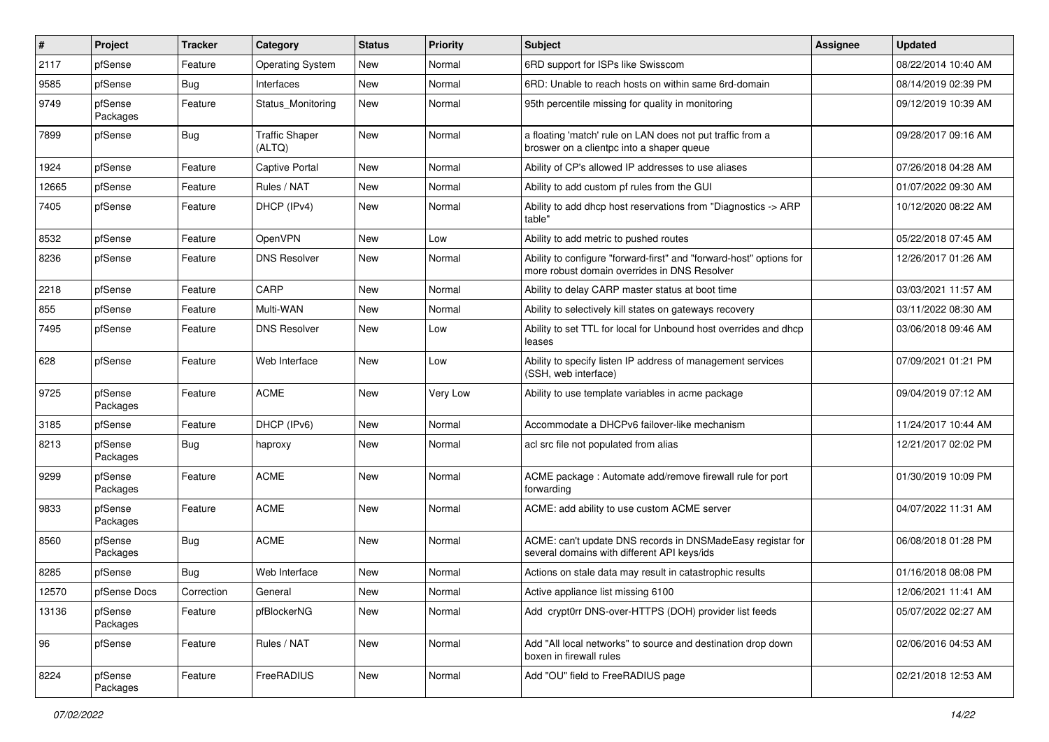| # | Project | Tracker | Category | Status | Priority | Subject | Assignee | Updated |
|---|---|---|---|---|---|---|---|---|
| 2117 | pfSense | Feature | Operating System | New | Normal | 6RD support for ISPs like Swisscom | | 08/22/2014 10:40 AM |
| 9585 | pfSense | Bug | Interfaces | New | Normal | 6RD: Unable to reach hosts on within same 6rd-domain | | 08/14/2019 02:39 PM |
| 9749 | pfSense Packages | Feature | Status_Monitoring | New | Normal | 95th percentile missing for quality in monitoring | | 09/12/2019 10:39 AM |
| 7899 | pfSense | Bug | Traffic Shaper (ALTQ) | New | Normal | a floating 'match' rule on LAN does not put traffic from a broswer on a clientpc into a shaper queue | | 09/28/2017 09:16 AM |
| 1924 | pfSense | Feature | Captive Portal | New | Normal | Ability of CP's allowed IP addresses to use aliases | | 07/26/2018 04:28 AM |
| 12665 | pfSense | Feature | Rules / NAT | New | Normal | Ability to add custom pf rules from the GUI | | 01/07/2022 09:30 AM |
| 7405 | pfSense | Feature | DHCP (IPv4) | New | Normal | Ability to add dhcp host reservations from "Diagnostics -> ARP table" | | 10/12/2020 08:22 AM |
| 8532 | pfSense | Feature | OpenVPN | New | Low | Ability to add metric to pushed routes | | 05/22/2018 07:45 AM |
| 8236 | pfSense | Feature | DNS Resolver | New | Normal | Ability to configure "forward-first" and "forward-host" options for more robust domain overrides in DNS Resolver | | 12/26/2017 01:26 AM |
| 2218 | pfSense | Feature | CARP | New | Normal | Ability to delay CARP master status at boot time | | 03/03/2021 11:57 AM |
| 855 | pfSense | Feature | Multi-WAN | New | Normal | Ability to selectively kill states on gateways recovery | | 03/11/2022 08:30 AM |
| 7495 | pfSense | Feature | DNS Resolver | New | Low | Ability to set TTL for local for Unbound host overrides and dhcp leases | | 03/06/2018 09:46 AM |
| 628 | pfSense | Feature | Web Interface | New | Low | Ability to specify listen IP address of management services (SSH, web interface) | | 07/09/2021 01:21 PM |
| 9725 | pfSense Packages | Feature | ACME | New | Very Low | Ability to use template variables in acme package | | 09/04/2019 07:12 AM |
| 3185 | pfSense | Feature | DHCP (IPv6) | New | Normal | Accommodate a DHCPv6 failover-like mechanism | | 11/24/2017 10:44 AM |
| 8213 | pfSense Packages | Bug | haproxy | New | Normal | acl src file not populated from alias | | 12/21/2017 02:02 PM |
| 9299 | pfSense Packages | Feature | ACME | New | Normal | ACME package : Automate add/remove firewall rule for port forwarding | | 01/30/2019 10:09 PM |
| 9833 | pfSense Packages | Feature | ACME | New | Normal | ACME: add ability to use custom ACME server | | 04/07/2022 11:31 AM |
| 8560 | pfSense Packages | Bug | ACME | New | Normal | ACME: can't update DNS records in DNSMadeEasy registar for several domains with different API keys/ids | | 06/08/2018 01:28 PM |
| 8285 | pfSense | Bug | Web Interface | New | Normal | Actions on stale data may result in catastrophic results | | 01/16/2018 08:08 PM |
| 12570 | pfSense Docs | Correction | General | New | Normal | Active appliance list missing 6100 | | 12/06/2021 11:41 AM |
| 13136 | pfSense Packages | Feature | pfBlockerNG | New | Normal | Add crypt0rr DNS-over-HTTPS (DOH) provider list feeds | | 05/07/2022 02:27 AM |
| 96 | pfSense | Feature | Rules / NAT | New | Normal | Add "All local networks" to source and destination drop down boxen in firewall rules | | 02/06/2016 04:53 AM |
| 8224 | pfSense Packages | Feature | FreeRADIUS | New | Normal | Add "OU" field to FreeRADIUS page | | 02/21/2018 12:53 AM |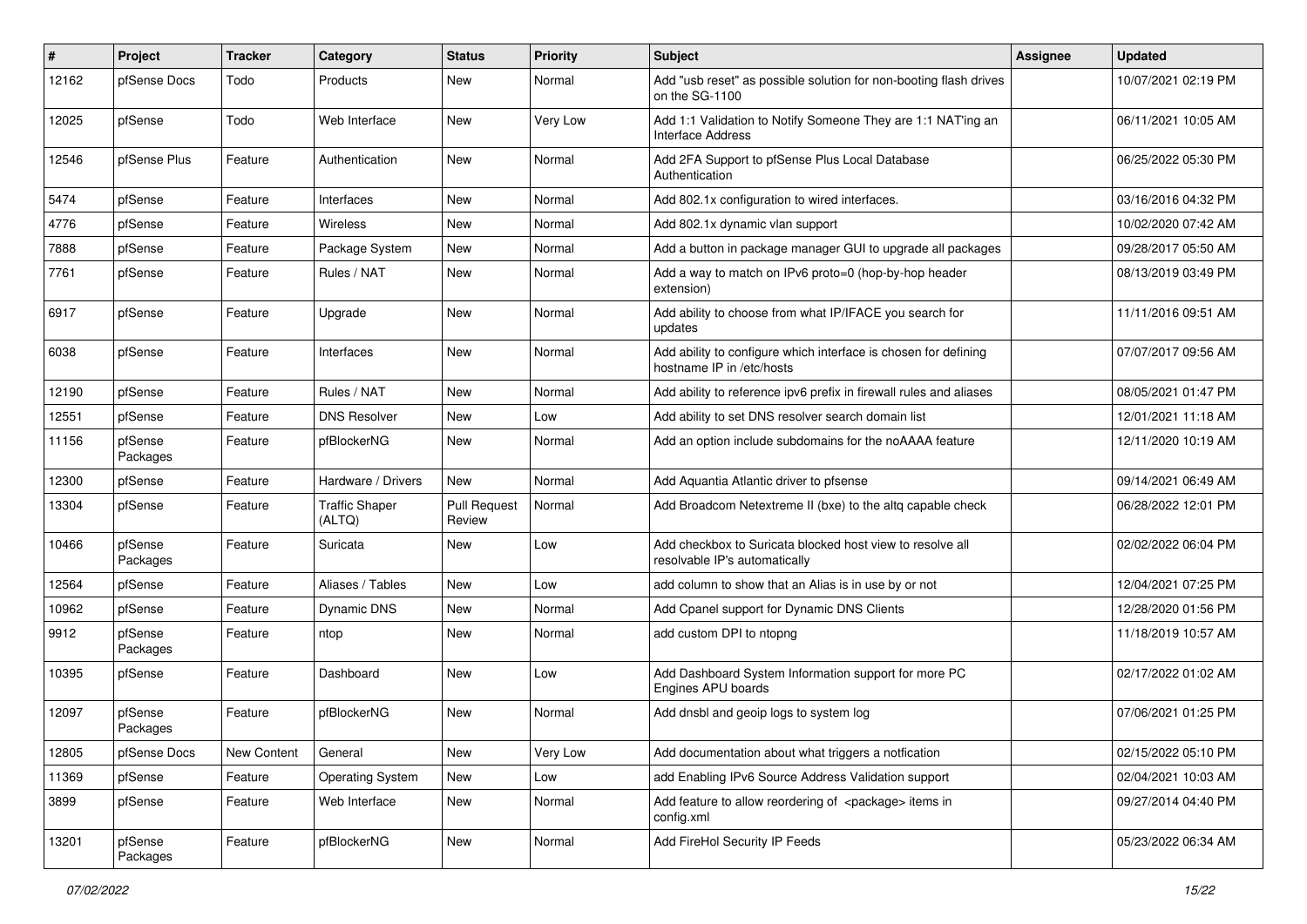| # | Project | Tracker | Category | Status | Priority | Subject | Assignee | Updated |
|---|---|---|---|---|---|---|---|---|
| 12162 | pfSense Docs | Todo | Products | New | Normal | Add "usb reset" as possible solution for non-booting flash drives on the SG-1100 | | 10/07/2021 02:19 PM |
| 12025 | pfSense | Todo | Web Interface | New | Very Low | Add 1:1 Validation to Notify Someone They are 1:1 NAT'ing an Interface Address | | 06/11/2021 10:05 AM |
| 12546 | pfSense Plus | Feature | Authentication | New | Normal | Add 2FA Support to pfSense Plus Local Database Authentication | | 06/25/2022 05:30 PM |
| 5474 | pfSense | Feature | Interfaces | New | Normal | Add 802.1x configuration to wired interfaces. | | 03/16/2016 04:32 PM |
| 4776 | pfSense | Feature | Wireless | New | Normal | Add 802.1x dynamic vlan support | | 10/02/2020 07:42 AM |
| 7888 | pfSense | Feature | Package System | New | Normal | Add a button in package manager GUI to upgrade all packages | | 09/28/2017 05:50 AM |
| 7761 | pfSense | Feature | Rules / NAT | New | Normal | Add a way to match on IPv6 proto=0 (hop-by-hop header extension) | | 08/13/2019 03:49 PM |
| 6917 | pfSense | Feature | Upgrade | New | Normal | Add ability to choose from what IP/IFACE you search for updates | | 11/11/2016 09:51 AM |
| 6038 | pfSense | Feature | Interfaces | New | Normal | Add ability to configure which interface is chosen for defining hostname IP in /etc/hosts | | 07/07/2017 09:56 AM |
| 12190 | pfSense | Feature | Rules / NAT | New | Normal | Add ability to reference ipv6 prefix in firewall rules and aliases | | 08/05/2021 01:47 PM |
| 12551 | pfSense | Feature | DNS Resolver | New | Low | Add ability to set DNS resolver search domain list | | 12/01/2021 11:18 AM |
| 11156 | pfSense Packages | Feature | pfBlockerNG | New | Normal | Add an option include subdomains for the noAAAA feature | | 12/11/2020 10:19 AM |
| 12300 | pfSense | Feature | Hardware / Drivers | New | Normal | Add Aquantia Atlantic driver to pfsense | | 09/14/2021 06:49 AM |
| 13304 | pfSense | Feature | Traffic Shaper (ALTQ) | Pull Request Review | Normal | Add Broadcom Netextreme II (bxe) to the altq capable check | | 06/28/2022 12:01 PM |
| 10466 | pfSense Packages | Feature | Suricata | New | Low | Add checkbox to Suricata blocked host view to resolve all resolvable IP's automatically | | 02/02/2022 06:04 PM |
| 12564 | pfSense | Feature | Aliases / Tables | New | Low | add column to show that an Alias is in use by or not | | 12/04/2021 07:25 PM |
| 10962 | pfSense | Feature | Dynamic DNS | New | Normal | Add Cpanel support for Dynamic DNS Clients | | 12/28/2020 01:56 PM |
| 9912 | pfSense Packages | Feature | ntop | New | Normal | add custom DPI to ntopng | | 11/18/2019 10:57 AM |
| 10395 | pfSense | Feature | Dashboard | New | Low | Add Dashboard System Information support for more PC Engines APU boards | | 02/17/2022 01:02 AM |
| 12097 | pfSense Packages | Feature | pfBlockerNG | New | Normal | Add dnsbl and geoip logs to system log | | 07/06/2021 01:25 PM |
| 12805 | pfSense Docs | New Content | General | New | Very Low | Add documentation about what triggers a notfication | | 02/15/2022 05:10 PM |
| 11369 | pfSense | Feature | Operating System | New | Low | add Enabling IPv6 Source Address Validation support | | 02/04/2021 10:03 AM |
| 3899 | pfSense | Feature | Web Interface | New | Normal | Add feature to allow reordering of <package> items in config.xml | | 09/27/2014 04:40 PM |
| 13201 | pfSense Packages | Feature | pfBlockerNG | New | Normal | Add FireHol Security IP Feeds | | 05/23/2022 06:34 AM |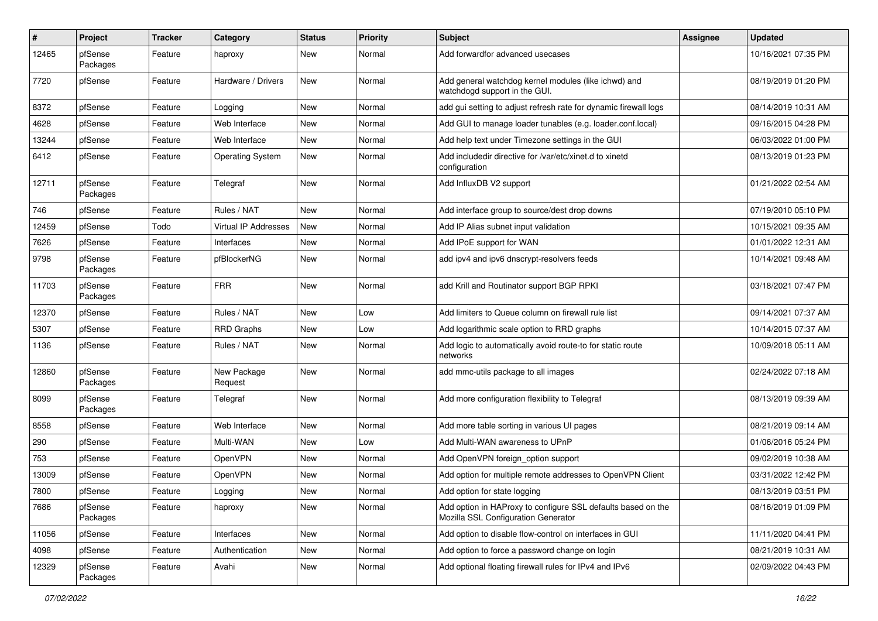| # | Project | Tracker | Category | Status | Priority | Subject | Assignee | Updated |
|---|---|---|---|---|---|---|---|---|
| 12465 | pfSense Packages | Feature | haproxy | New | Normal | Add forwardfor advanced usecases | | 10/16/2021 07:35 PM |
| 7720 | pfSense | Feature | Hardware / Drivers | New | Normal | Add general watchdog kernel modules (like ichwd) and watchdogd support in the GUI. | | 08/19/2019 01:20 PM |
| 8372 | pfSense | Feature | Logging | New | Normal | add gui setting to adjust refresh rate for dynamic firewall logs | | 08/14/2019 10:31 AM |
| 4628 | pfSense | Feature | Web Interface | New | Normal | Add GUI to manage loader tunables (e.g. loader.conf.local) | | 09/16/2015 04:28 PM |
| 13244 | pfSense | Feature | Web Interface | New | Normal | Add help text under Timezone settings in the GUI | | 06/03/2022 01:00 PM |
| 6412 | pfSense | Feature | Operating System | New | Normal | Add includedir directive for /var/etc/xinet.d to xinetd configuration | | 08/13/2019 01:23 PM |
| 12711 | pfSense Packages | Feature | Telegraf | New | Normal | Add InfluxDB V2 support | | 01/21/2022 02:54 AM |
| 746 | pfSense | Feature | Rules / NAT | New | Normal | Add interface group to source/dest drop downs | | 07/19/2010 05:10 PM |
| 12459 | pfSense | Todo | Virtual IP Addresses | New | Normal | Add IP Alias subnet input validation | | 10/15/2021 09:35 AM |
| 7626 | pfSense | Feature | Interfaces | New | Normal | Add IPoE support for WAN | | 01/01/2022 12:31 AM |
| 9798 | pfSense Packages | Feature | pfBlockerNG | New | Normal | add ipv4 and ipv6 dnscrypt-resolvers feeds | | 10/14/2021 09:48 AM |
| 11703 | pfSense Packages | Feature | FRR | New | Normal | add Krill and Routinator support BGP RPKI | | 03/18/2021 07:47 PM |
| 12370 | pfSense | Feature | Rules / NAT | New | Low | Add limiters to Queue column on firewall rule list | | 09/14/2021 07:37 AM |
| 5307 | pfSense | Feature | RRD Graphs | New | Low | Add logarithmic scale option to RRD graphs | | 10/14/2015 07:37 AM |
| 1136 | pfSense | Feature | Rules / NAT | New | Normal | Add logic to automatically avoid route-to for static route networks | | 10/09/2018 05:11 AM |
| 12860 | pfSense Packages | Feature | New Package Request | New | Normal | add mmc-utils package to all images | | 02/24/2022 07:18 AM |
| 8099 | pfSense Packages | Feature | Telegraf | New | Normal | Add more configuration flexibility to Telegraf | | 08/13/2019 09:39 AM |
| 8558 | pfSense | Feature | Web Interface | New | Normal | Add more table sorting in various UI pages | | 08/21/2019 09:14 AM |
| 290 | pfSense | Feature | Multi-WAN | New | Low | Add Multi-WAN awareness to UPnP | | 01/06/2016 05:24 PM |
| 753 | pfSense | Feature | OpenVPN | New | Normal | Add OpenVPN foreign_option support | | 09/02/2019 10:38 AM |
| 13009 | pfSense | Feature | OpenVPN | New | Normal | Add option for multiple remote addresses to OpenVPN Client | | 03/31/2022 12:42 PM |
| 7800 | pfSense | Feature | Logging | New | Normal | Add option for state logging | | 08/13/2019 03:51 PM |
| 7686 | pfSense Packages | Feature | haproxy | New | Normal | Add option in HAProxy to configure SSL defaults based on the Mozilla SSL Configuration Generator | | 08/16/2019 01:09 PM |
| 11056 | pfSense | Feature | Interfaces | New | Normal | Add option to disable flow-control on interfaces in GUI | | 11/11/2020 04:41 PM |
| 4098 | pfSense | Feature | Authentication | New | Normal | Add option to force a password change on login | | 08/21/2019 10:31 AM |
| 12329 | pfSense Packages | Feature | Avahi | New | Normal | Add optional floating firewall rules for IPv4 and IPv6 | | 02/09/2022 04:43 PM |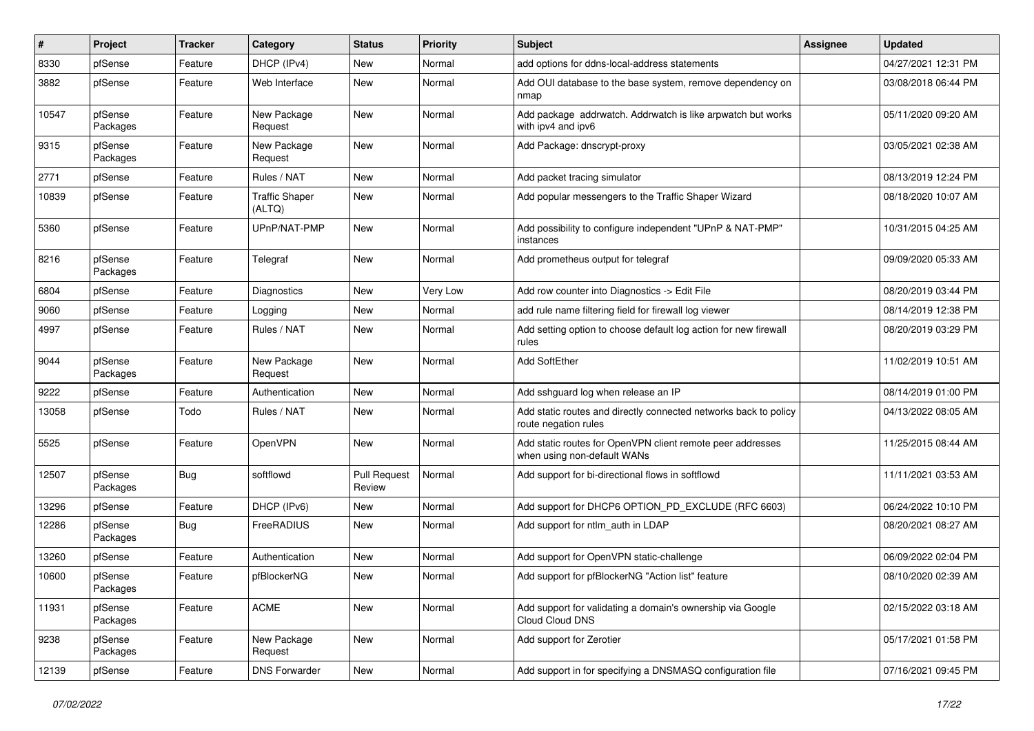| # | Project | Tracker | Category | Status | Priority | Subject | Assignee | Updated |
|---|---|---|---|---|---|---|---|---|
| 8330 | pfSense | Feature | DHCP (IPv4) | New | Normal | add options for ddns-local-address statements | | 04/27/2021 12:31 PM |
| 3882 | pfSense | Feature | Web Interface | New | Normal | Add OUI database to the base system, remove dependency on nmap | | 03/08/2018 06:44 PM |
| 10547 | pfSense Packages | Feature | New Package Request | New | Normal | Add package addrwatch. Addrwatch is like arpwatch but works with ipv4 and ipv6 | | 05/11/2020 09:20 AM |
| 9315 | pfSense Packages | Feature | New Package Request | New | Normal | Add Package: dnscrypt-proxy | | 03/05/2021 02:38 AM |
| 2771 | pfSense | Feature | Rules / NAT | New | Normal | Add packet tracing simulator | | 08/13/2019 12:24 PM |
| 10839 | pfSense | Feature | Traffic Shaper (ALTQ) | New | Normal | Add popular messengers to the Traffic Shaper Wizard | | 08/18/2020 10:07 AM |
| 5360 | pfSense | Feature | UPnP/NAT-PMP | New | Normal | Add possibility to configure independent "UPnP & NAT-PMP" instances | | 10/31/2015 04:25 AM |
| 8216 | pfSense Packages | Feature | Telegraf | New | Normal | Add prometheus output for telegraf | | 09/09/2020 05:33 AM |
| 6804 | pfSense | Feature | Diagnostics | New | Very Low | Add row counter into Diagnostics -> Edit File | | 08/20/2019 03:44 PM |
| 9060 | pfSense | Feature | Logging | New | Normal | add rule name filtering field for firewall log viewer | | 08/14/2019 12:38 PM |
| 4997 | pfSense | Feature | Rules / NAT | New | Normal | Add setting option to choose default log action for new firewall rules | | 08/20/2019 03:29 PM |
| 9044 | pfSense Packages | Feature | New Package Request | New | Normal | Add SoftEther | | 11/02/2019 10:51 AM |
| 9222 | pfSense | Feature | Authentication | New | Normal | Add sshguard log when release an IP | | 08/14/2019 01:00 PM |
| 13058 | pfSense | Todo | Rules / NAT | New | Normal | Add static routes and directly connected networks back to policy route negation rules | | 04/13/2022 08:05 AM |
| 5525 | pfSense | Feature | OpenVPN | New | Normal | Add static routes for OpenVPN client remote peer addresses when using non-default WANs | | 11/25/2015 08:44 AM |
| 12507 | pfSense Packages | Bug | softflowd | Pull Request Review | Normal | Add support for bi-directional flows in softflowd | | 11/11/2021 03:53 AM |
| 13296 | pfSense | Feature | DHCP (IPv6) | New | Normal | Add support for DHCP6 OPTION_PD_EXCLUDE (RFC 6603) | | 06/24/2022 10:10 PM |
| 12286 | pfSense Packages | Bug | FreeRADIUS | New | Normal | Add support for ntlm_auth in LDAP | | 08/20/2021 08:27 AM |
| 13260 | pfSense | Feature | Authentication | New | Normal | Add support for OpenVPN static-challenge | | 06/09/2022 02:04 PM |
| 10600 | pfSense Packages | Feature | pfBlockerNG | New | Normal | Add support for pfBlockerNG "Action list" feature | | 08/10/2020 02:39 AM |
| 11931 | pfSense Packages | Feature | ACME | New | Normal | Add support for validating a domain's ownership via Google Cloud Cloud DNS | | 02/15/2022 03:18 AM |
| 9238 | pfSense Packages | Feature | New Package Request | New | Normal | Add support for Zerotier | | 05/17/2021 01:58 PM |
| 12139 | pfSense | Feature | DNS Forwarder | New | Normal | Add support in for specifying a DNSMASQ configuration file | | 07/16/2021 09:45 PM |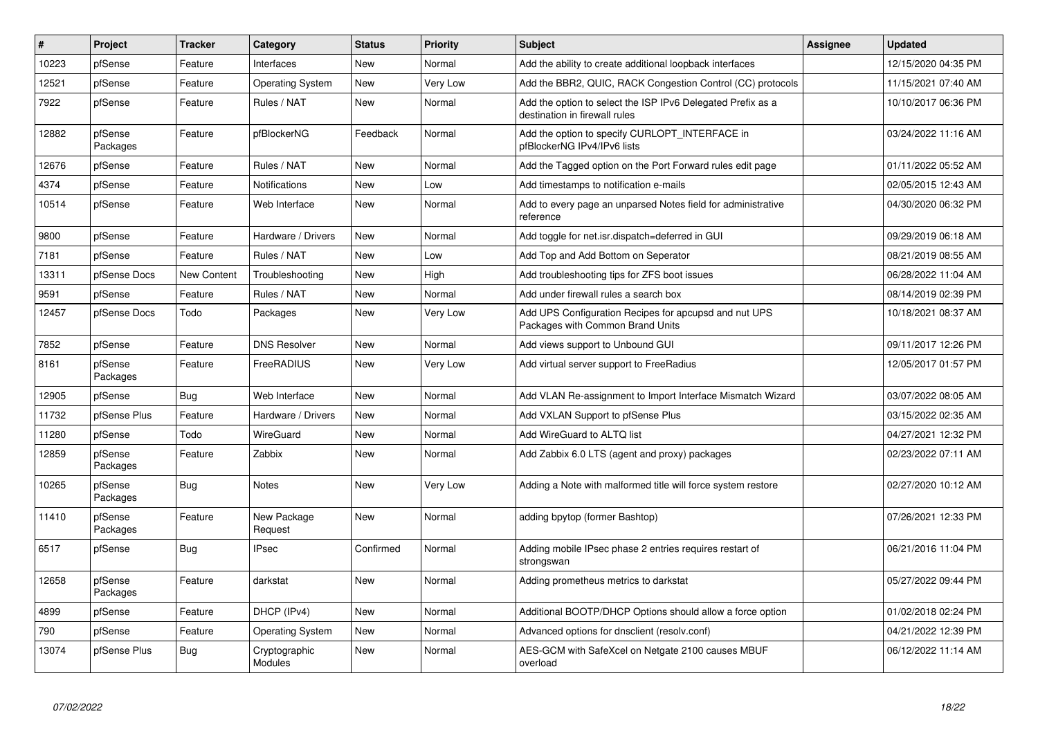| # | Project | Tracker | Category | Status | Priority | Subject | Assignee | Updated |
|---|---|---|---|---|---|---|---|---|
| 10223 | pfSense | Feature | Interfaces | New | Normal | Add the ability to create additional loopback interfaces | | 12/15/2020 04:35 PM |
| 12521 | pfSense | Feature | Operating System | New | Very Low | Add the BBR2, QUIC, RACK Congestion Control (CC) protocols | | 11/15/2021 07:40 AM |
| 7922 | pfSense | Feature | Rules / NAT | New | Normal | Add the option to select the ISP IPv6 Delegated Prefix as a destination in firewall rules | | 10/10/2017 06:36 PM |
| 12882 | pfSense Packages | Feature | pfBlockerNG | Feedback | Normal | Add the option to specify CURLOPT_INTERFACE in pfBlockerNG IPv4/IPv6 lists | | 03/24/2022 11:16 AM |
| 12676 | pfSense | Feature | Rules / NAT | New | Normal | Add the Tagged option on the Port Forward rules edit page | | 01/11/2022 05:52 AM |
| 4374 | pfSense | Feature | Notifications | New | Low | Add timestamps to notification e-mails | | 02/05/2015 12:43 AM |
| 10514 | pfSense | Feature | Web Interface | New | Normal | Add to every page an unparsed Notes field for administrative reference | | 04/30/2020 06:32 PM |
| 9800 | pfSense | Feature | Hardware / Drivers | New | Normal | Add toggle for net.isr.dispatch=deferred in GUI | | 09/29/2019 06:18 AM |
| 7181 | pfSense | Feature | Rules / NAT | New | Low | Add Top and Add Bottom on Seperator | | 08/21/2019 08:55 AM |
| 13311 | pfSense Docs | New Content | Troubleshooting | New | High | Add troubleshooting tips for ZFS boot issues | | 06/28/2022 11:04 AM |
| 9591 | pfSense | Feature | Rules / NAT | New | Normal | Add under firewall rules a search box | | 08/14/2019 02:39 PM |
| 12457 | pfSense Docs | Todo | Packages | New | Very Low | Add UPS Configuration Recipes for apcupsd and nut UPS Packages with Common Brand Units | | 10/18/2021 08:37 AM |
| 7852 | pfSense | Feature | DNS Resolver | New | Normal | Add views support to Unbound GUI | | 09/11/2017 12:26 PM |
| 8161 | pfSense Packages | Feature | FreeRADIUS | New | Very Low | Add virtual server support to FreeRadius | | 12/05/2017 01:57 PM |
| 12905 | pfSense | Bug | Web Interface | New | Normal | Add VLAN Re-assignment to Import Interface Mismatch Wizard | | 03/07/2022 08:05 AM |
| 11732 | pfSense Plus | Feature | Hardware / Drivers | New | Normal | Add VXLAN Support to pfSense Plus | | 03/15/2022 02:35 AM |
| 11280 | pfSense | Todo | WireGuard | New | Normal | Add WireGuard to ALTQ list | | 04/27/2021 12:32 PM |
| 12859 | pfSense Packages | Feature | Zabbix | New | Normal | Add Zabbix 6.0 LTS (agent and proxy) packages | | 02/23/2022 07:11 AM |
| 10265 | pfSense Packages | Bug | Notes | New | Very Low | Adding a Note with malformed title will force system restore | | 02/27/2020 10:12 AM |
| 11410 | pfSense Packages | Feature | New Package Request | New | Normal | adding bpytop (former Bashtop) | | 07/26/2021 12:33 PM |
| 6517 | pfSense | Bug | IPsec | Confirmed | Normal | Adding mobile IPsec phase 2 entries requires restart of strongswan | | 06/21/2016 11:04 PM |
| 12658 | pfSense Packages | Feature | darkstat | New | Normal | Adding prometheus metrics to darkstat | | 05/27/2022 09:44 PM |
| 4899 | pfSense | Feature | DHCP (IPv4) | New | Normal | Additional BOOTP/DHCP Options should allow a force option | | 01/02/2018 02:24 PM |
| 790 | pfSense | Feature | Operating System | New | Normal | Advanced options for dnsclient (resolv.conf) | | 04/21/2022 12:39 PM |
| 13074 | pfSense Plus | Bug | Cryptographic Modules | New | Normal | AES-GCM with SafeXcel on Netgate 2100 causes MBUF overload | | 06/12/2022 11:14 AM |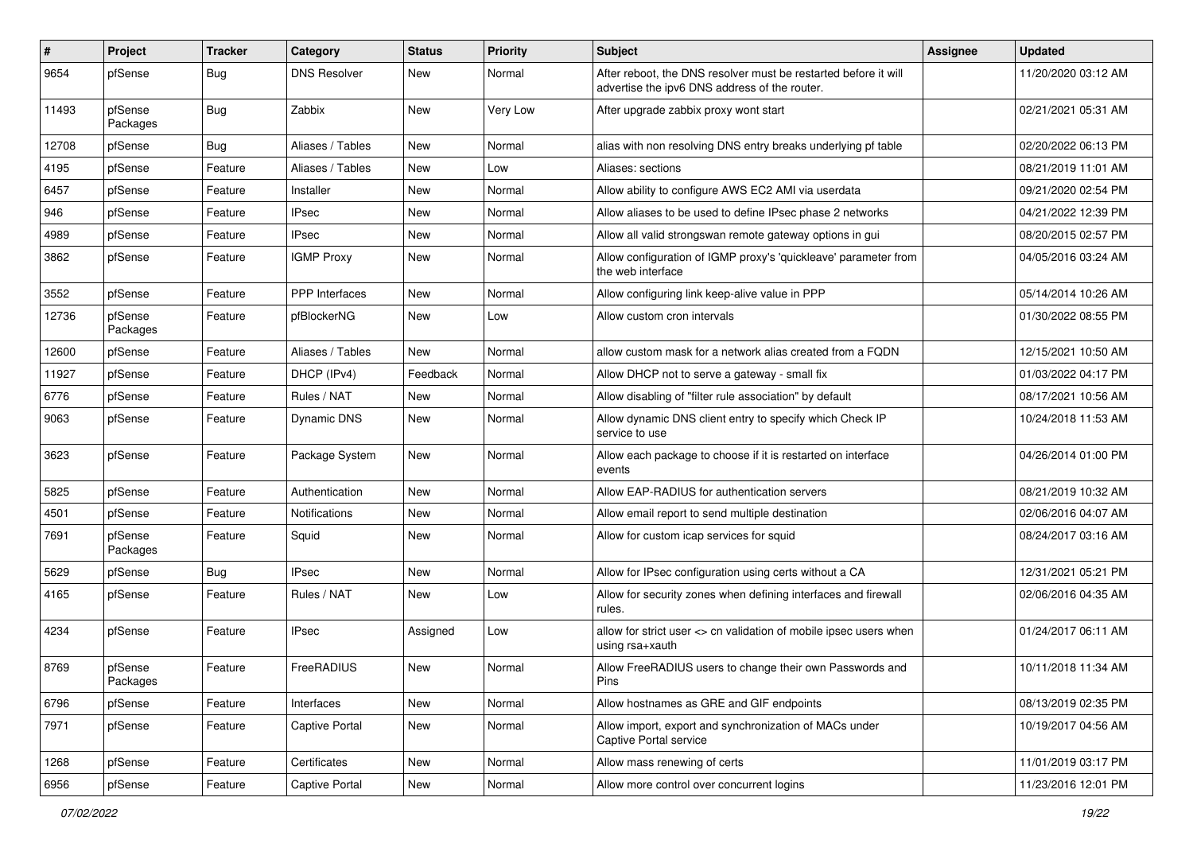| # | Project | Tracker | Category | Status | Priority | Subject | Assignee | Updated |
|---|---|---|---|---|---|---|---|---|
| 9654 | pfSense | Bug | DNS Resolver | New | Normal | After reboot, the DNS resolver must be restarted before it will advertise the ipv6 DNS address of the router. | | 11/20/2020 03:12 AM |
| 11493 | pfSense Packages | Bug | Zabbix | New | Very Low | After upgrade zabbix proxy wont start | | 02/21/2021 05:31 AM |
| 12708 | pfSense | Bug | Aliases / Tables | New | Normal | alias with non resolving DNS entry breaks underlying pf table | | 02/20/2022 06:13 PM |
| 4195 | pfSense | Feature | Aliases / Tables | New | Low | Aliases: sections | | 08/21/2019 11:01 AM |
| 6457 | pfSense | Feature | Installer | New | Normal | Allow ability to configure AWS EC2 AMI via userdata | | 09/21/2020 02:54 PM |
| 946 | pfSense | Feature | IPsec | New | Normal | Allow aliases to be used to define IPsec phase 2 networks | | 04/21/2022 12:39 PM |
| 4989 | pfSense | Feature | IPsec | New | Normal | Allow all valid strongswan remote gateway options in gui | | 08/20/2015 02:57 PM |
| 3862 | pfSense | Feature | IGMP Proxy | New | Normal | Allow configuration of IGMP proxy's 'quickleave' parameter from the web interface | | 04/05/2016 03:24 AM |
| 3552 | pfSense | Feature | PPP Interfaces | New | Normal | Allow configuring link keep-alive value in PPP | | 05/14/2014 10:26 AM |
| 12736 | pfSense Packages | Feature | pfBlockerNG | New | Low | Allow custom cron intervals | | 01/30/2022 08:55 PM |
| 12600 | pfSense | Feature | Aliases / Tables | New | Normal | allow custom mask for a network alias created from a FQDN | | 12/15/2021 10:50 AM |
| 11927 | pfSense | Feature | DHCP (IPv4) | Feedback | Normal | Allow DHCP not to serve a gateway - small fix | | 01/03/2022 04:17 PM |
| 6776 | pfSense | Feature | Rules / NAT | New | Normal | Allow disabling of "filter rule association" by default | | 08/17/2021 10:56 AM |
| 9063 | pfSense | Feature | Dynamic DNS | New | Normal | Allow dynamic DNS client entry to specify which Check IP service to use | | 10/24/2018 11:53 AM |
| 3623 | pfSense | Feature | Package System | New | Normal | Allow each package to choose if it is restarted on interface events | | 04/26/2014 01:00 PM |
| 5825 | pfSense | Feature | Authentication | New | Normal | Allow EAP-RADIUS for authentication servers | | 08/21/2019 10:32 AM |
| 4501 | pfSense | Feature | Notifications | New | Normal | Allow email report to send multiple destination | | 02/06/2016 04:07 AM |
| 7691 | pfSense Packages | Feature | Squid | New | Normal | Allow for custom icap services for squid | | 08/24/2017 03:16 AM |
| 5629 | pfSense | Bug | IPsec | New | Normal | Allow for IPsec configuration using certs without a CA | | 12/31/2021 05:21 PM |
| 4165 | pfSense | Feature | Rules / NAT | New | Low | Allow for security zones when defining interfaces and firewall rules. | | 02/06/2016 04:35 AM |
| 4234 | pfSense | Feature | IPsec | Assigned | Low | allow for strict user <> cn validation of mobile ipsec users when using rsa+xauth | | 01/24/2017 06:11 AM |
| 8769 | pfSense Packages | Feature | FreeRADIUS | New | Normal | Allow FreeRADIUS users to change their own Passwords and Pins | | 10/11/2018 11:34 AM |
| 6796 | pfSense | Feature | Interfaces | New | Normal | Allow hostnames as GRE and GIF endpoints | | 08/13/2019 02:35 PM |
| 7971 | pfSense | Feature | Captive Portal | New | Normal | Allow import, export and synchronization of MACs under Captive Portal service | | 10/19/2017 04:56 AM |
| 1268 | pfSense | Feature | Certificates | New | Normal | Allow mass renewing of certs | | 11/01/2019 03:17 PM |
| 6956 | pfSense | Feature | Captive Portal | New | Normal | Allow more control over concurrent logins | | 11/23/2016 12:01 PM |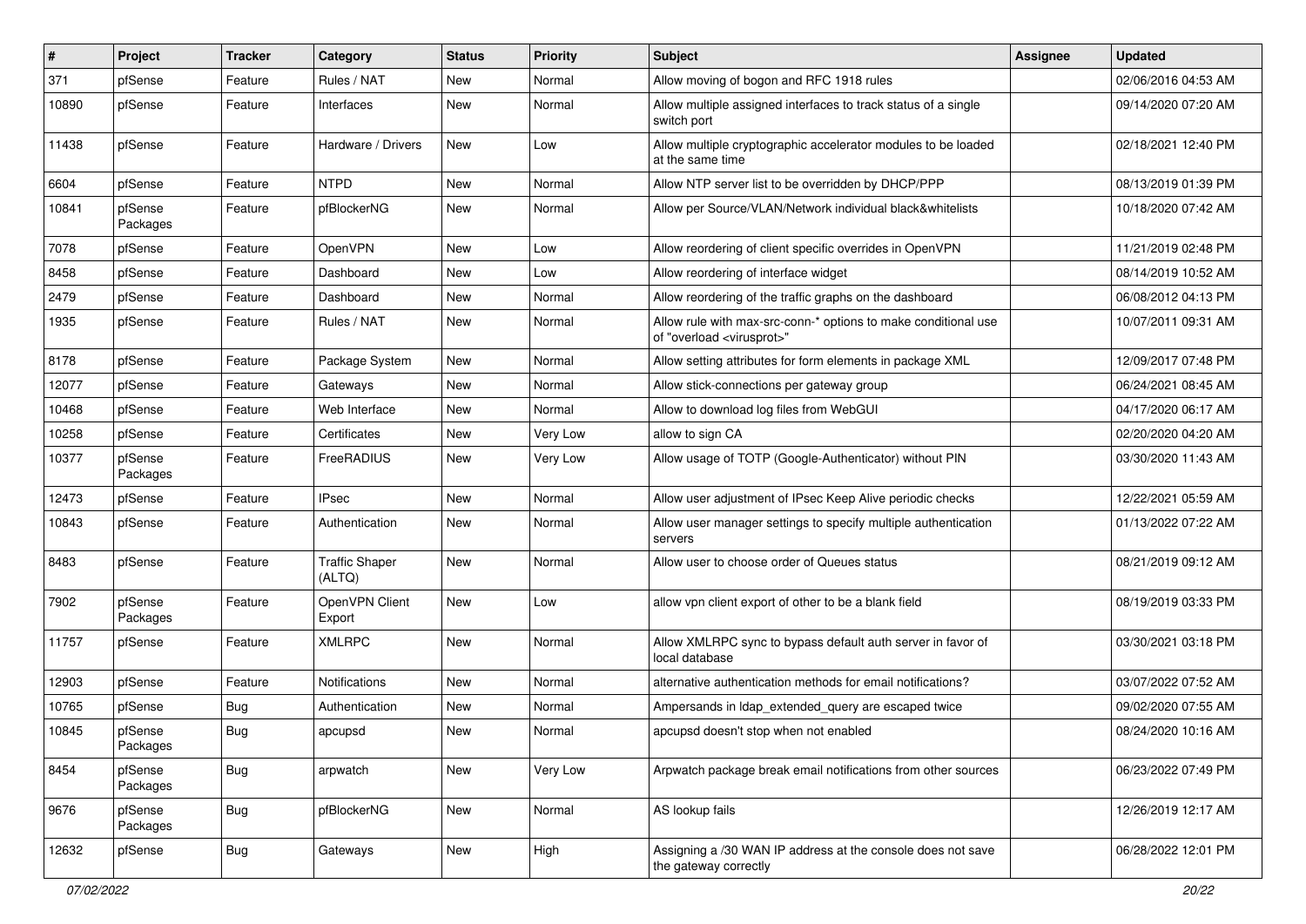| # | Project | Tracker | Category | Status | Priority | Subject | Assignee | Updated |
|---|---|---|---|---|---|---|---|---|
| 371 | pfSense | Feature | Rules / NAT | New | Normal | Allow moving of bogon and RFC 1918 rules | | 02/06/2016 04:53 AM |
| 10890 | pfSense | Feature | Interfaces | New | Normal | Allow multiple assigned interfaces to track status of a single switch port | | 09/14/2020 07:20 AM |
| 11438 | pfSense | Feature | Hardware / Drivers | New | Low | Allow multiple cryptographic accelerator modules to be loaded at the same time | | 02/18/2021 12:40 PM |
| 6604 | pfSense | Feature | NTPD | New | Normal | Allow NTP server list to be overridden by DHCP/PPP | | 08/13/2019 01:39 PM |
| 10841 | pfSense Packages | Feature | pfBlockerNG | New | Normal | Allow per Source/VLAN/Network individual black&whitelists | | 10/18/2020 07:42 AM |
| 7078 | pfSense | Feature | OpenVPN | New | Low | Allow reordering of client specific overrides in OpenVPN | | 11/21/2019 02:48 PM |
| 8458 | pfSense | Feature | Dashboard | New | Low | Allow reordering of interface widget | | 08/14/2019 10:52 AM |
| 2479 | pfSense | Feature | Dashboard | New | Normal | Allow reordering of the traffic graphs on the dashboard | | 06/08/2012 04:13 PM |
| 1935 | pfSense | Feature | Rules / NAT | New | Normal | Allow rule with max-src-conn-* options to make conditional use of "overload <virusprot>" | | 10/07/2011 09:31 AM |
| 8178 | pfSense | Feature | Package System | New | Normal | Allow setting attributes for form elements in package XML | | 12/09/2017 07:48 PM |
| 12077 | pfSense | Feature | Gateways | New | Normal | Allow stick-connections per gateway group | | 06/24/2021 08:45 AM |
| 10468 | pfSense | Feature | Web Interface | New | Normal | Allow to download log files from WebGUI | | 04/17/2020 06:17 AM |
| 10258 | pfSense | Feature | Certificates | New | Very Low | allow to sign CA | | 02/20/2020 04:20 AM |
| 10377 | pfSense Packages | Feature | FreeRADIUS | New | Very Low | Allow usage of TOTP (Google-Authenticator) without PIN | | 03/30/2020 11:43 AM |
| 12473 | pfSense | Feature | IPsec | New | Normal | Allow user adjustment of IPsec Keep Alive periodic checks | | 12/22/2021 05:59 AM |
| 10843 | pfSense | Feature | Authentication | New | Normal | Allow user manager settings to specify multiple authentication servers | | 01/13/2022 07:22 AM |
| 8483 | pfSense | Feature | Traffic Shaper (ALTQ) | New | Normal | Allow user to choose order of Queues status | | 08/21/2019 09:12 AM |
| 7902 | pfSense Packages | Feature | OpenVPN Client Export | New | Low | allow vpn client export of other to be a blank field | | 08/19/2019 03:33 PM |
| 11757 | pfSense | Feature | XMLRPC | New | Normal | Allow XMLRPC sync to bypass default auth server in favor of local database | | 03/30/2021 03:18 PM |
| 12903 | pfSense | Feature | Notifications | New | Normal | alternative authentication methods for email notifications? | | 03/07/2022 07:52 AM |
| 10765 | pfSense | Bug | Authentication | New | Normal | Ampersands in ldap_extended_query are escaped twice | | 09/02/2020 07:55 AM |
| 10845 | pfSense Packages | Bug | apcupsd | New | Normal | apcupsd doesn't stop when not enabled | | 08/24/2020 10:16 AM |
| 8454 | pfSense Packages | Bug | arpwatch | New | Very Low | Arpwatch package break email notifications from other sources | | 06/23/2022 07:49 PM |
| 9676 | pfSense Packages | Bug | pfBlockerNG | New | Normal | AS lookup fails | | 12/26/2019 12:17 AM |
| 12632 | pfSense | Bug | Gateways | New | High | Assigning a /30 WAN IP address at the console does not save the gateway correctly | | 06/28/2022 12:01 PM |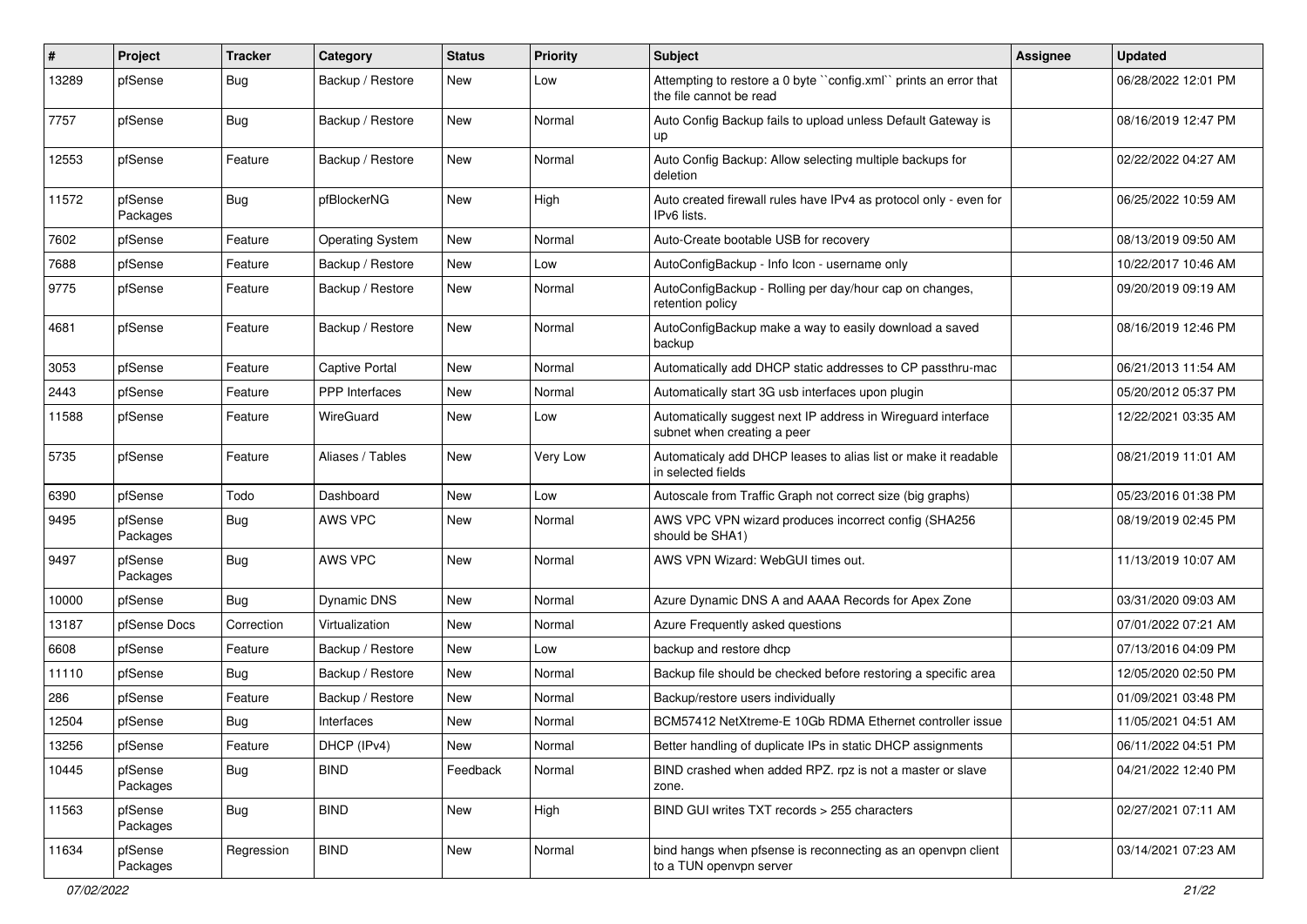| # | Project | Tracker | Category | Status | Priority | Subject | Assignee | Updated |
| --- | --- | --- | --- | --- | --- | --- | --- | --- |
| 13289 | pfSense | Bug | Backup / Restore | New | Low | Attempting to restore a 0 byte ``config.xml`` prints an error that the file cannot be read | | 06/28/2022 12:01 PM |
| 7757 | pfSense | Bug | Backup / Restore | New | Normal | Auto Config Backup fails to upload unless Default Gateway is up | | 08/16/2019 12:47 PM |
| 12553 | pfSense | Feature | Backup / Restore | New | Normal | Auto Config Backup: Allow selecting multiple backups for deletion | | 02/22/2022 04:27 AM |
| 11572 | pfSense Packages | Bug | pfBlockerNG | New | High | Auto created firewall rules have IPv4 as protocol only - even for IPv6 lists. | | 06/25/2022 10:59 AM |
| 7602 | pfSense | Feature | Operating System | New | Normal | Auto-Create bootable USB for recovery | | 08/13/2019 09:50 AM |
| 7688 | pfSense | Feature | Backup / Restore | New | Low | AutoConfigBackup - Info Icon - username only | | 10/22/2017 10:46 AM |
| 9775 | pfSense | Feature | Backup / Restore | New | Normal | AutoConfigBackup - Rolling per day/hour cap on changes, retention policy | | 09/20/2019 09:19 AM |
| 4681 | pfSense | Feature | Backup / Restore | New | Normal | AutoConfigBackup make a way to easily download a saved backup | | 08/16/2019 12:46 PM |
| 3053 | pfSense | Feature | Captive Portal | New | Normal | Automatically add DHCP static addresses to CP passthru-mac | | 06/21/2013 11:54 AM |
| 2443 | pfSense | Feature | PPP Interfaces | New | Normal | Automatically start 3G usb interfaces upon plugin | | 05/20/2012 05:37 PM |
| 11588 | pfSense | Feature | WireGuard | New | Low | Automatically suggest next IP address in Wireguard interface subnet when creating a peer | | 12/22/2021 03:35 AM |
| 5735 | pfSense | Feature | Aliases / Tables | New | Very Low | Automaticaly add DHCP leases to alias list or make it readable in selected fields | | 08/21/2019 11:01 AM |
| 6390 | pfSense | Todo | Dashboard | New | Low | Autoscale from Traffic Graph not correct size (big graphs) | | 05/23/2016 01:38 PM |
| 9495 | pfSense Packages | Bug | AWS VPC | New | Normal | AWS VPC VPN wizard produces incorrect config (SHA256 should be SHA1) | | 08/19/2019 02:45 PM |
| 9497 | pfSense Packages | Bug | AWS VPC | New | Normal | AWS VPN Wizard: WebGUI times out. | | 11/13/2019 10:07 AM |
| 10000 | pfSense | Bug | Dynamic DNS | New | Normal | Azure Dynamic DNS A and AAAA Records for Apex Zone | | 03/31/2020 09:03 AM |
| 13187 | pfSense Docs | Correction | Virtualization | New | Normal | Azure Frequently asked questions | | 07/01/2022 07:21 AM |
| 6608 | pfSense | Feature | Backup / Restore | New | Low | backup and restore dhcp | | 07/13/2016 04:09 PM |
| 11110 | pfSense | Bug | Backup / Restore | New | Normal | Backup file should be checked before restoring a specific area | | 12/05/2020 02:50 PM |
| 286 | pfSense | Feature | Backup / Restore | New | Normal | Backup/restore users individually | | 01/09/2021 03:48 PM |
| 12504 | pfSense | Bug | Interfaces | New | Normal | BCM57412 NetXtreme-E 10Gb RDMA Ethernet controller issue | | 11/05/2021 04:51 AM |
| 13256 | pfSense | Feature | DHCP (IPv4) | New | Normal | Better handling of duplicate IPs in static DHCP assignments | | 06/11/2022 04:51 PM |
| 10445 | pfSense Packages | Bug | BIND | Feedback | Normal | BIND crashed when added RPZ. rpz is not a master or slave zone. | | 04/21/2022 12:40 PM |
| 11563 | pfSense Packages | Bug | BIND | New | High | BIND GUI writes TXT records > 255 characters | | 02/27/2021 07:11 AM |
| 11634 | pfSense Packages | Regression | BIND | New | Normal | bind hangs when pfsense is reconnecting as an openvpn client to a TUN openvpn server | | 03/14/2021 07:23 AM |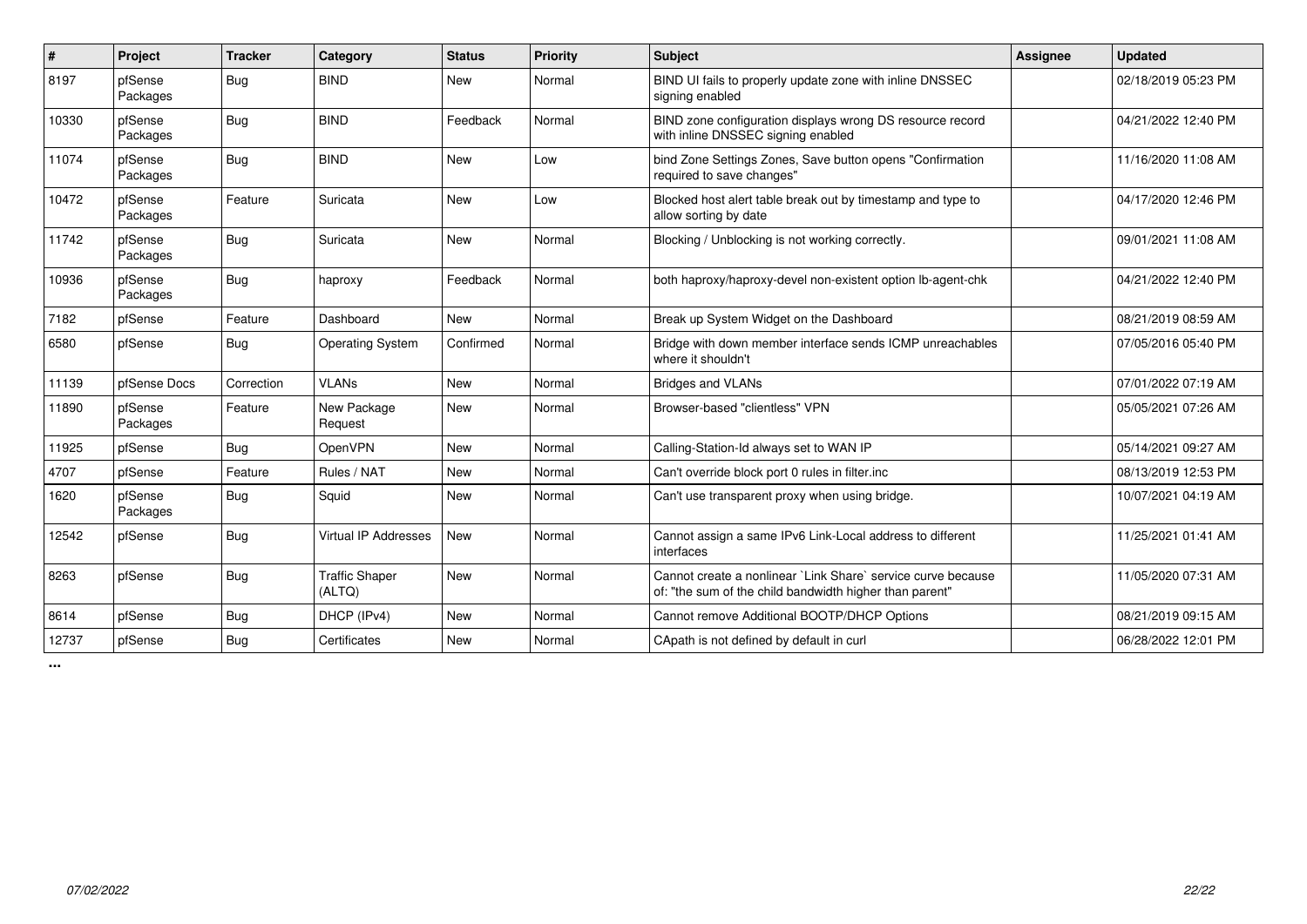| # | Project | Tracker | Category | Status | Priority | Subject | Assignee | Updated |
|---|---|---|---|---|---|---|---|---|
| 8197 | pfSense Packages | Bug | BIND | New | Normal | BIND UI fails to properly update zone with inline DNSSEC signing enabled | | 02/18/2019 05:23 PM |
| 10330 | pfSense Packages | Bug | BIND | Feedback | Normal | BIND zone configuration displays wrong DS resource record with inline DNSSEC signing enabled | | 04/21/2022 12:40 PM |
| 11074 | pfSense Packages | Bug | BIND | New | Low | bind Zone Settings Zones, Save button opens "Confirmation required to save changes" | | 11/16/2020 11:08 AM |
| 10472 | pfSense Packages | Feature | Suricata | New | Low | Blocked host alert table break out by timestamp and type to allow sorting by date | | 04/17/2020 12:46 PM |
| 11742 | pfSense Packages | Bug | Suricata | New | Normal | Blocking / Unblocking is not working correctly. | | 09/01/2021 11:08 AM |
| 10936 | pfSense Packages | Bug | haproxy | Feedback | Normal | both haproxy/haproxy-devel non-existent option lb-agent-chk | | 04/21/2022 12:40 PM |
| 7182 | pfSense | Feature | Dashboard | New | Normal | Break up System Widget on the Dashboard | | 08/21/2019 08:59 AM |
| 6580 | pfSense | Bug | Operating System | Confirmed | Normal | Bridge with down member interface sends ICMP unreachables where it shouldn't | | 07/05/2016 05:40 PM |
| 11139 | pfSense Docs | Correction | VLANs | New | Normal | Bridges and VLANs | | 07/01/2022 07:19 AM |
| 11890 | pfSense Packages | Feature | New Package Request | New | Normal | Browser-based "clientless" VPN | | 05/05/2021 07:26 AM |
| 11925 | pfSense | Bug | OpenVPN | New | Normal | Calling-Station-Id always set to WAN IP | | 05/14/2021 09:27 AM |
| 4707 | pfSense | Feature | Rules / NAT | New | Normal | Can't override block port 0 rules in filter.inc | | 08/13/2019 12:53 PM |
| 1620 | pfSense Packages | Bug | Squid | New | Normal | Can't use transparent proxy when using bridge. | | 10/07/2021 04:19 AM |
| 12542 | pfSense | Bug | Virtual IP Addresses | New | Normal | Cannot assign a same IPv6 Link-Local address to different interfaces | | 11/25/2021 01:41 AM |
| 8263 | pfSense | Bug | Traffic Shaper (ALTQ) | New | Normal | Cannot create a nonlinear `Link Share` service curve because of: "the sum of the child bandwidth higher than parent" | | 11/05/2020 07:31 AM |
| 8614 | pfSense | Bug | DHCP (IPv4) | New | Normal | Cannot remove Additional BOOTP/DHCP Options | | 08/21/2019 09:15 AM |
| 12737 | pfSense | Bug | Certificates | New | Normal | CApath is not defined by default in curl | | 06/28/2022 12:01 PM |

...